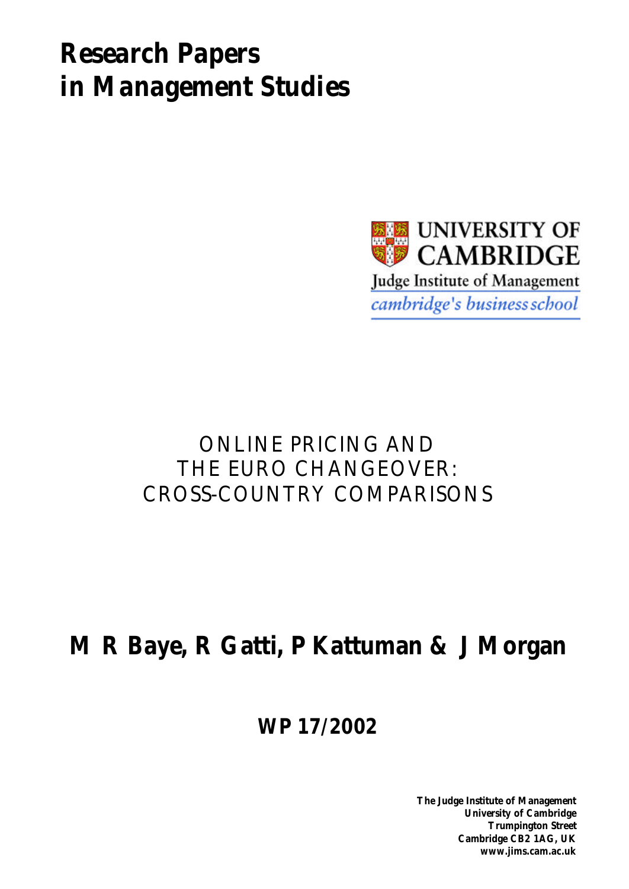# Research Papers in Management Studies

UNIVERSITY OF CAMBRIDGE

Judge Institute of Management

*cambridge's business school*

## ONLINE PRICING AND THE EURO CHANGEOVER: CROSS-COUNTRY COMPARISONS

**M R Baye, R Gatti, P Kattuman & J Morgan**

**WP 17/2002**

**The Judge Institute of Management**
**University of Cambridge**
**Trumpington Street**
**Cambridge CB2 1AG, UK**
**www.jims.cam.ac.uk**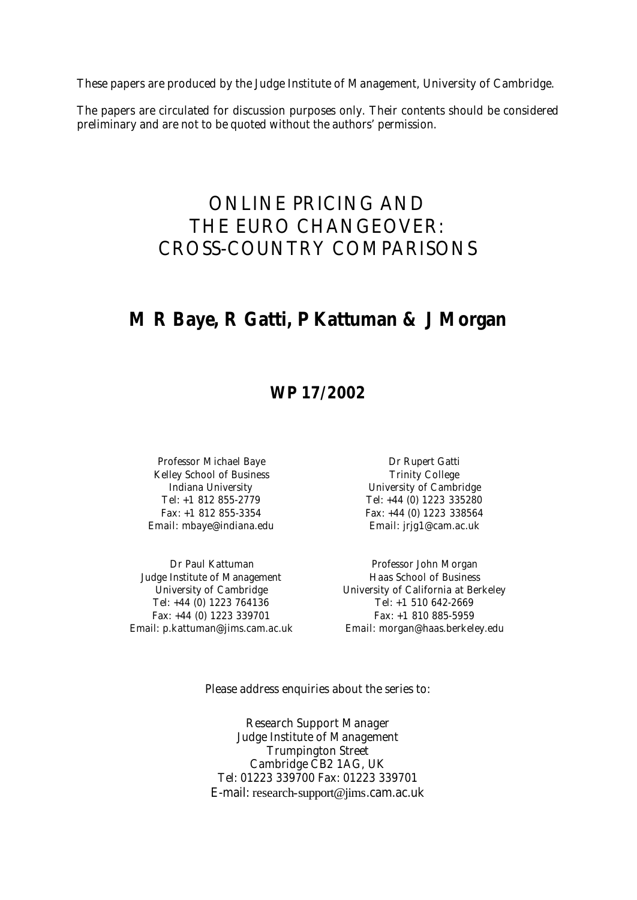These papers are produced by the Judge Institute of Management, University of Cambridge.

The papers are circulated for discussion purposes only. Their contents should be considered preliminary and are not to be quoted without the authors' permission.

# ONLINE PRICING AND THE EURO CHANGEOVER: CROSS-COUNTRY COMPARISONS

## M R Baye, R Gatti, P Kattuman & J Morgan

### WP 17/2002

Professor Michael Baye
Kelley School of Business
Indiana University
Tel: +1 812 855-2779
Fax: +1 812 855-3354
Email: mbaye@indiana.edu

Dr Rupert Gatti
Trinity College
University of Cambridge
Tel: +44 (0) 1223 335280
Fax: +44 (0) 1223 338564
Email: jrjg1@cam.ac.uk

Dr Paul Kattuman
Judge Institute of Management
University of Cambridge
Tel: +44 (0) 1223 764136
Fax: +44 (0) 1223 339701
Email: p.kattuman@jims.cam.ac.uk

Professor John Morgan
Haas School of Business
University of California at Berkeley
Tel: +1 510 642-2669
Fax: +1 810 885-5959
Email: morgan@haas.berkeley.edu

Please address enquiries about the series to:

Research Support Manager
Judge Institute of Management
Trumpington Street
Cambridge CB2 1AG, UK
Tel: 01223 339700 Fax: 01223 339701
E-mail: research-support@jims.cam.ac.uk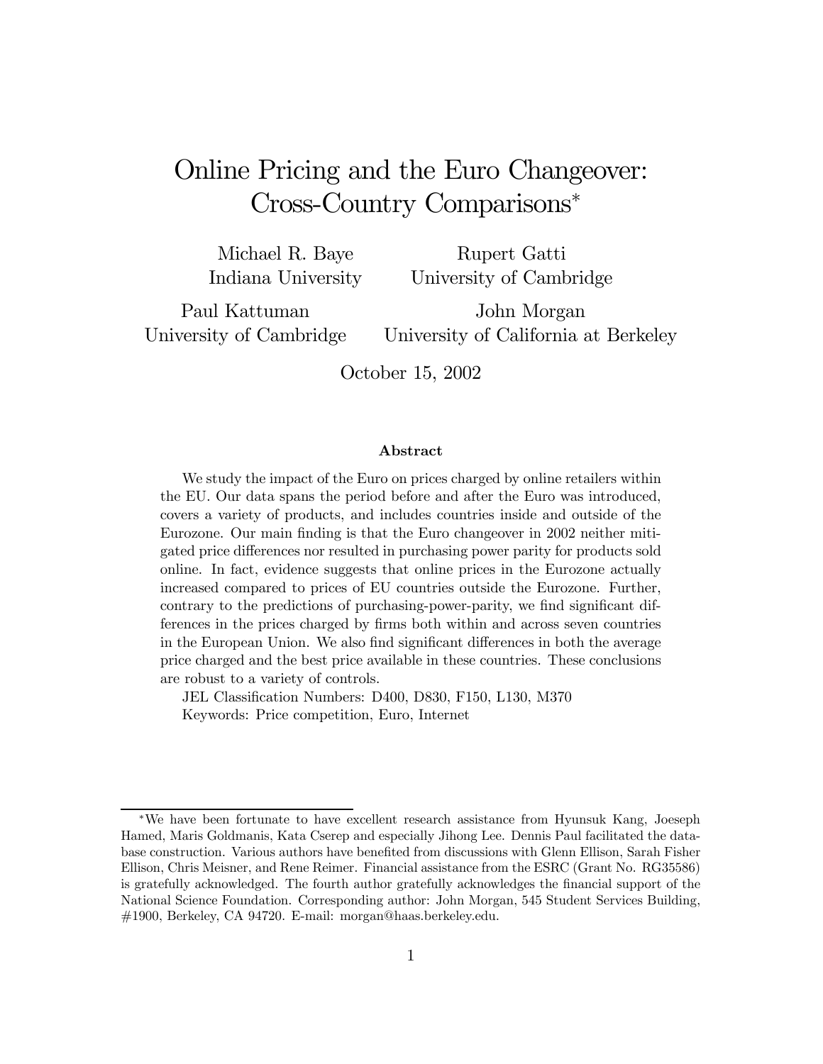# Online Pricing and the Euro Changeover: Cross-Country Comparisons*

Michael R. Baye
Indiana University

Rupert Gatti
University of Cambridge

Paul Kattuman
University of Cambridge

John Morgan
University of California at Berkeley

October 15, 2002

### Abstract

We study the impact of the Euro on prices charged by online retailers within the EU. Our data spans the period before and after the Euro was introduced, covers a variety of products, and includes countries inside and outside of the Eurozone. Our main finding is that the Euro changeover in 2002 neither mitigated price differences nor resulted in purchasing power parity for products sold online. In fact, evidence suggests that online prices in the Eurozone actually increased compared to prices of EU countries outside the Eurozone. Further, contrary to the predictions of purchasing-power-parity, we find significant differences in the prices charged by firms both within and across seven countries in the European Union. We also find significant differences in both the average price charged and the best price available in these countries. These conclusions are robust to a variety of controls.

JEL Classification Numbers: D400, D830, F150, L130, M370

Keywords: Price competition, Euro, Internet

---

*We have been fortunate to have excellent research assistance from Hyunsuk Kang, Joeseph Hamed, Maris Goldmanis, Kata Cserep and especially Jihong Lee. Dennis Paul facilitated the database construction. Various authors have benefited from discussions with Glenn Ellison, Sarah Fisher Ellison, Chris Meisner, and Rene Reimer. Financial assistance from the ESRC (Grant No. RG35586) is gratefully acknowledged. The fourth author gratefully acknowledges the financial support of the National Science Foundation. Corresponding author: John Morgan, 545 Student Services Building, #1900, Berkeley, CA 94720. E-mail: morgan@haas.berkeley.edu.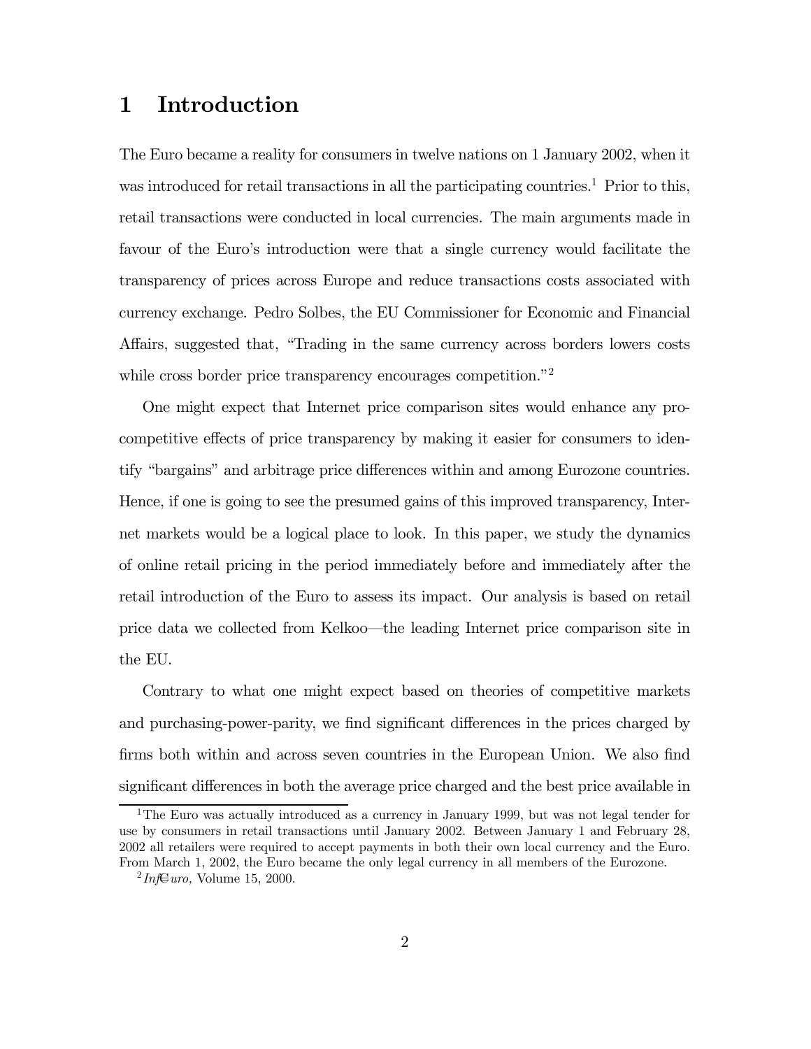# 1 Introduction

The Euro became a reality for consumers in twelve nations on 1 January 2002, when it was introduced for retail transactions in all the participating countries.[1] Prior to this, retail transactions were conducted in local currencies. The main arguments made in favour of the Euro's introduction were that a single currency would facilitate the transparency of prices across Europe and reduce transactions costs associated with currency exchange. Pedro Solbes, the EU Commissioner for Economic and Financial Affairs, suggested that, "Trading in the same currency across borders lowers costs while cross border price transparency encourages competition."[2]

One might expect that Internet price comparison sites would enhance any pro-competitive effects of price transparency by making it easier for consumers to identify "bargains" and arbitrage price differences within and among Eurozone countries. Hence, if one is going to see the presumed gains of this improved transparency, Internet markets would be a logical place to look. In this paper, we study the dynamics of online retail pricing in the period immediately before and immediately after the retail introduction of the Euro to assess its impact. Our analysis is based on retail price data we collected from Kelkoo—the leading Internet price comparison site in the EU.

Contrary to what one might expect based on theories of competitive markets and purchasing-power-parity, we find significant differences in the prices charged by firms both within and across seven countries in the European Union. We also find significant differences in both the average price charged and the best price available in

[1] The Euro was actually introduced as a currency in January 1999, but was not legal tender for use by consumers in retail transactions until January 2002. Between January 1 and February 28, 2002 all retailers were required to accept payments in both their own local currency and the Euro. From March 1, 2002, the Euro became the only legal currency in all members of the Eurozone.

[2] *Inf€uro,* Volume 15, 2000.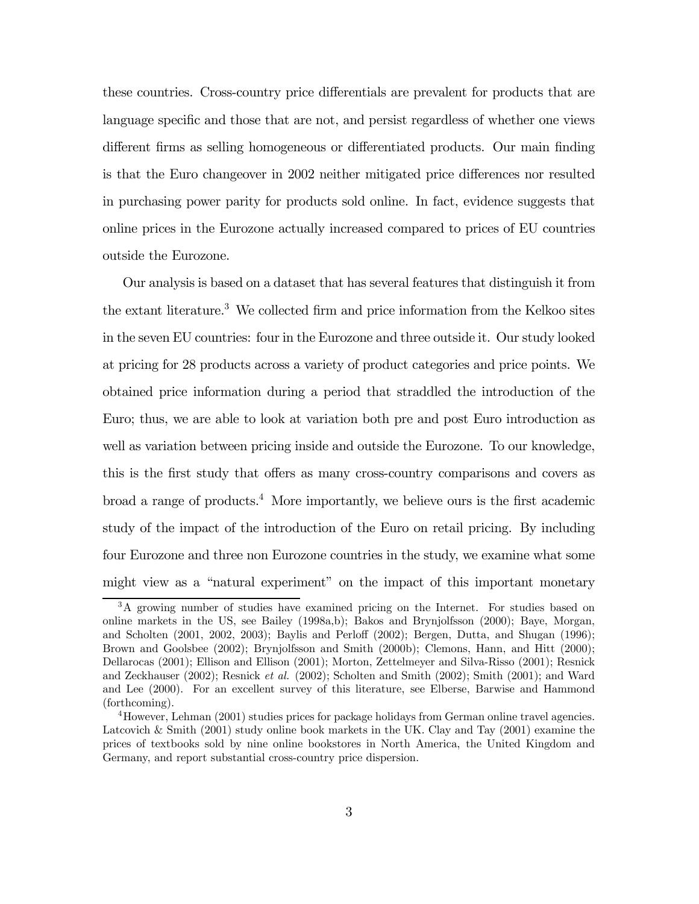these countries. Cross-country price differentials are prevalent for products that are language specific and those that are not, and persist regardless of whether one views different firms as selling homogeneous or differentiated products. Our main finding is that the Euro changeover in 2002 neither mitigated price differences nor resulted in purchasing power parity for products sold online. In fact, evidence suggests that online prices in the Eurozone actually increased compared to prices of EU countries outside the Eurozone.

Our analysis is based on a dataset that has several features that distinguish it from the extant literature.[3] We collected firm and price information from the Kelkoo sites in the seven EU countries: four in the Eurozone and three outside it. Our study looked at pricing for 28 products across a variety of product categories and price points. We obtained price information during a period that straddled the introduction of the Euro; thus, we are able to look at variation both pre and post Euro introduction as well as variation between pricing inside and outside the Eurozone. To our knowledge, this is the first study that offers as many cross-country comparisons and covers as broad a range of products.[4] More importantly, we believe ours is the first academic study of the impact of the introduction of the Euro on retail pricing. By including four Eurozone and three non Eurozone countries in the study, we examine what some might view as a "natural experiment" on the impact of this important monetary

[3] A growing number of studies have examined pricing on the Internet. For studies based on online markets in the US, see Bailey (1998a,b); Bakos and Brynjolfsson (2000); Baye, Morgan, and Scholten (2001, 2002, 2003); Baylis and Perloff (2002); Bergen, Dutta, and Shugan (1996); Brown and Goolsbee (2002); Brynjolfsson and Smith (2000b); Clemons, Hann, and Hitt (2000); Dellarocas (2001); Ellison and Ellison (2001); Morton, Zettelmeyer and Silva-Risso (2001); Resnick and Zeckhauser (2002); Resnick *et al.* (2002); Scholten and Smith (2002); Smith (2001); and Ward and Lee (2000). For an excellent survey of this literature, see Elberse, Barwise and Hammond (forthcoming).

[4] However, Lehman (2001) studies prices for package holidays from German online travel agencies. Latcovich & Smith (2001) study online book markets in the UK. Clay and Tay (2001) examine the prices of textbooks sold by nine online bookstores in North America, the United Kingdom and Germany, and report substantial cross-country price dispersion.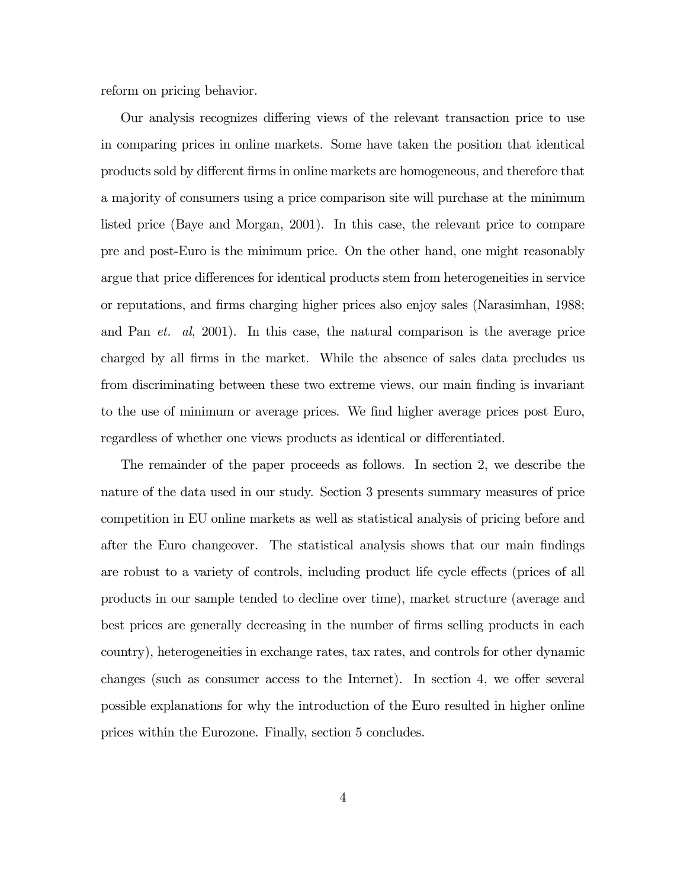reform on pricing behavior.

Our analysis recognizes differing views of the relevant transaction price to use in comparing prices in online markets. Some have taken the position that identical products sold by different firms in online markets are homogeneous, and therefore that a majority of consumers using a price comparison site will purchase at the minimum listed price (Baye and Morgan, 2001). In this case, the relevant price to compare pre and post-Euro is the minimum price. On the other hand, one might reasonably argue that price differences for identical products stem from heterogeneities in service or reputations, and firms charging higher prices also enjoy sales (Narasimhan, 1988; and Pan *et. al*, 2001). In this case, the natural comparison is the average price charged by all firms in the market. While the absence of sales data precludes us from discriminating between these two extreme views, our main finding is invariant to the use of minimum or average prices. We find higher average prices post Euro, regardless of whether one views products as identical or differentiated.

The remainder of the paper proceeds as follows. In section 2, we describe the nature of the data used in our study. Section 3 presents summary measures of price competition in EU online markets as well as statistical analysis of pricing before and after the Euro changeover. The statistical analysis shows that our main findings are robust to a variety of controls, including product life cycle effects (prices of all products in our sample tended to decline over time), market structure (average and best prices are generally decreasing in the number of firms selling products in each country), heterogeneities in exchange rates, tax rates, and controls for other dynamic changes (such as consumer access to the Internet). In section 4, we offer several possible explanations for why the introduction of the Euro resulted in higher online prices within the Eurozone. Finally, section 5 concludes.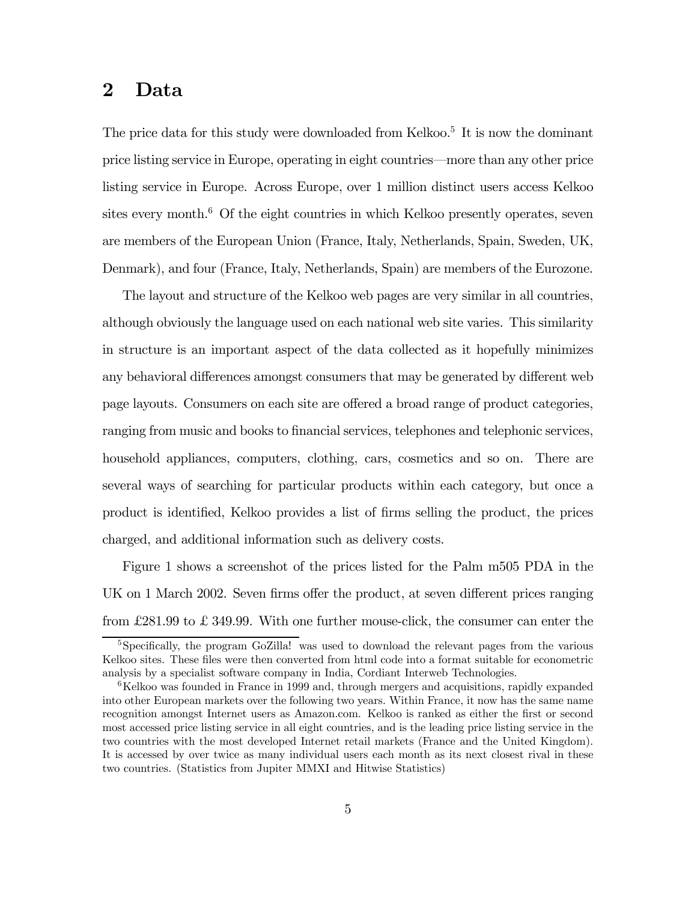## 2 Data

The price data for this study were downloaded from Kelkoo.[5] It is now the dominant price listing service in Europe, operating in eight countries—more than any other price listing service in Europe. Across Europe, over 1 million distinct users access Kelkoo sites every month.[6] Of the eight countries in which Kelkoo presently operates, seven are members of the European Union (France, Italy, Netherlands, Spain, Sweden, UK, Denmark), and four (France, Italy, Netherlands, Spain) are members of the Eurozone.

The layout and structure of the Kelkoo web pages are very similar in all countries, although obviously the language used on each national web site varies. This similarity in structure is an important aspect of the data collected as it hopefully minimizes any behavioral differences amongst consumers that may be generated by different web page layouts. Consumers on each site are offered a broad range of product categories, ranging from music and books to financial services, telephones and telephonic services, household appliances, computers, clothing, cars, cosmetics and so on. There are several ways of searching for particular products within each category, but once a product is identified, Kelkoo provides a list of firms selling the product, the prices charged, and additional information such as delivery costs.

Figure 1 shows a screenshot of the prices listed for the Palm m505 PDA in the UK on 1 March 2002. Seven firms offer the product, at seven different prices ranging from £281.99 to £ 349.99. With one further mouse-click, the consumer can enter the

[5] Specifically, the program GoZilla! was used to download the relevant pages from the various Kelkoo sites. These files were then converted from html code into a format suitable for econometric analysis by a specialist software company in India, Cordiant Interweb Technologies.

[6] Kelkoo was founded in France in 1999 and, through mergers and acquisitions, rapidly expanded into other European markets over the following two years. Within France, it now has the same name recognition amongst Internet users as Amazon.com. Kelkoo is ranked as either the first or second most accessed price listing service in all eight countries, and is the leading price listing service in the two countries with the most developed Internet retail markets (France and the United Kingdom). It is accessed by over twice as many individual users each month as its next closest rival in these two countries. (Statistics from Jupiter MMXI and Hitwise Statistics)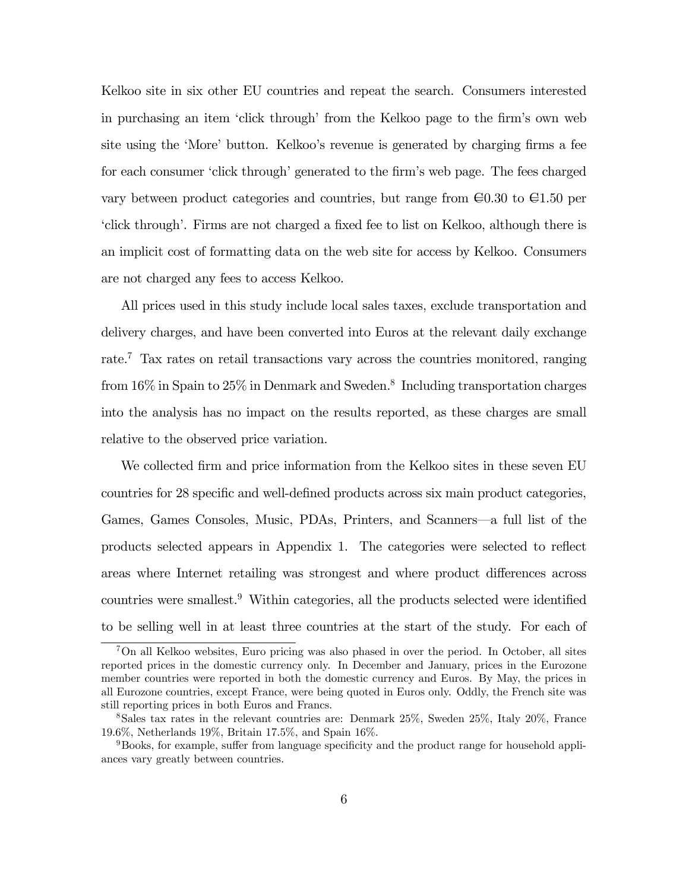Kelkoo site in six other EU countries and repeat the search. Consumers interested in purchasing an item 'click through' from the Kelkoo page to the firm's own web site using the 'More' button. Kelkoo's revenue is generated by charging firms a fee for each consumer 'click through' generated to the firm's web page. The fees charged vary between product categories and countries, but range from €0.30 to €1.50 per 'click through'. Firms are not charged a fixed fee to list on Kelkoo, although there is an implicit cost of formatting data on the web site for access by Kelkoo. Consumers are not charged any fees to access Kelkoo.

All prices used in this study include local sales taxes, exclude transportation and delivery charges, and have been converted into Euros at the relevant daily exchange rate.[7] Tax rates on retail transactions vary across the countries monitored, ranging from 16% in Spain to 25% in Denmark and Sweden.[8] Including transportation charges into the analysis has no impact on the results reported, as these charges are small relative to the observed price variation.

We collected firm and price information from the Kelkoo sites in these seven EU countries for 28 specific and well-defined products across six main product categories, Games, Games Consoles, Music, PDAs, Printers, and Scanners—a full list of the products selected appears in Appendix 1. The categories were selected to reflect areas where Internet retailing was strongest and where product differences across countries were smallest.[9] Within categories, all the products selected were identified to be selling well in at least three countries at the start of the study. For each of

[7] On all Kelkoo websites, Euro pricing was also phased in over the period. In October, all sites reported prices in the domestic currency only. In December and January, prices in the Eurozone member countries were reported in both the domestic currency and Euros. By May, the prices in all Eurozone countries, except France, were being quoted in Euros only. Oddly, the French site was still reporting prices in both Euros and Francs.

[8] Sales tax rates in the relevant countries are: Denmark 25%, Sweden 25%, Italy 20%, France 19.6%, Netherlands 19%, Britain 17.5%, and Spain 16%.

[9] Books, for example, suffer from language specificity and the product range for household appliances vary greatly between countries.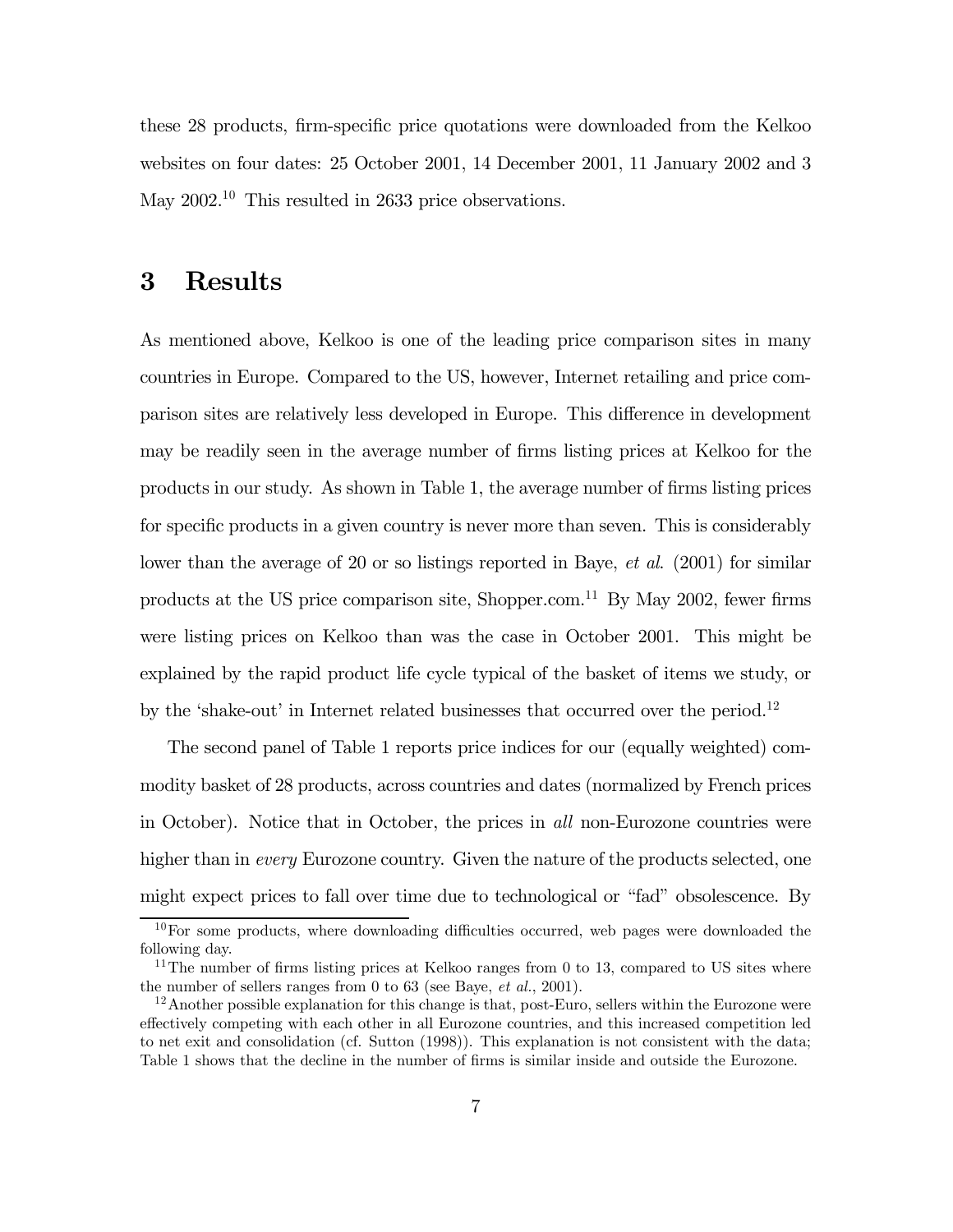these 28 products, firm-specific price quotations were downloaded from the Kelkoo websites on four dates: 25 October 2001, 14 December 2001, 11 January 2002 and 3 May 2002.[10] This resulted in 2633 price observations.

# 3 Results

As mentioned above, Kelkoo is one of the leading price comparison sites in many countries in Europe. Compared to the US, however, Internet retailing and price comparison sites are relatively less developed in Europe. This difference in development may be readily seen in the average number of firms listing prices at Kelkoo for the products in our study. As shown in Table 1, the average number of firms listing prices for specific products in a given country is never more than seven. This is considerably lower than the average of 20 or so listings reported in Baye, *et al*. (2001) for similar products at the US price comparison site, Shopper.com.[11] By May 2002, fewer firms were listing prices on Kelkoo than was the case in October 2001. This might be explained by the rapid product life cycle typical of the basket of items we study, or by the 'shake-out' in Internet related businesses that occurred over the period.[12]

The second panel of Table 1 reports price indices for our (equally weighted) commodity basket of 28 products, across countries and dates (normalized by French prices in October). Notice that in October, the prices in *all* non-Eurozone countries were higher than in *every* Eurozone country. Given the nature of the products selected, one might expect prices to fall over time due to technological or "fad" obsolescence. By

[10] For some products, where downloading difficulties occurred, web pages were downloaded the following day.

[11] The number of firms listing prices at Kelkoo ranges from 0 to 13, compared to US sites where the number of sellers ranges from 0 to 63 (see Baye, *et al.*, 2001).

[12] Another possible explanation for this change is that, post-Euro, sellers within the Eurozone were effectively competing with each other in all Eurozone countries, and this increased competition led to net exit and consolidation (cf. Sutton (1998)). This explanation is not consistent with the data; Table 1 shows that the decline in the number of firms is similar inside and outside the Eurozone.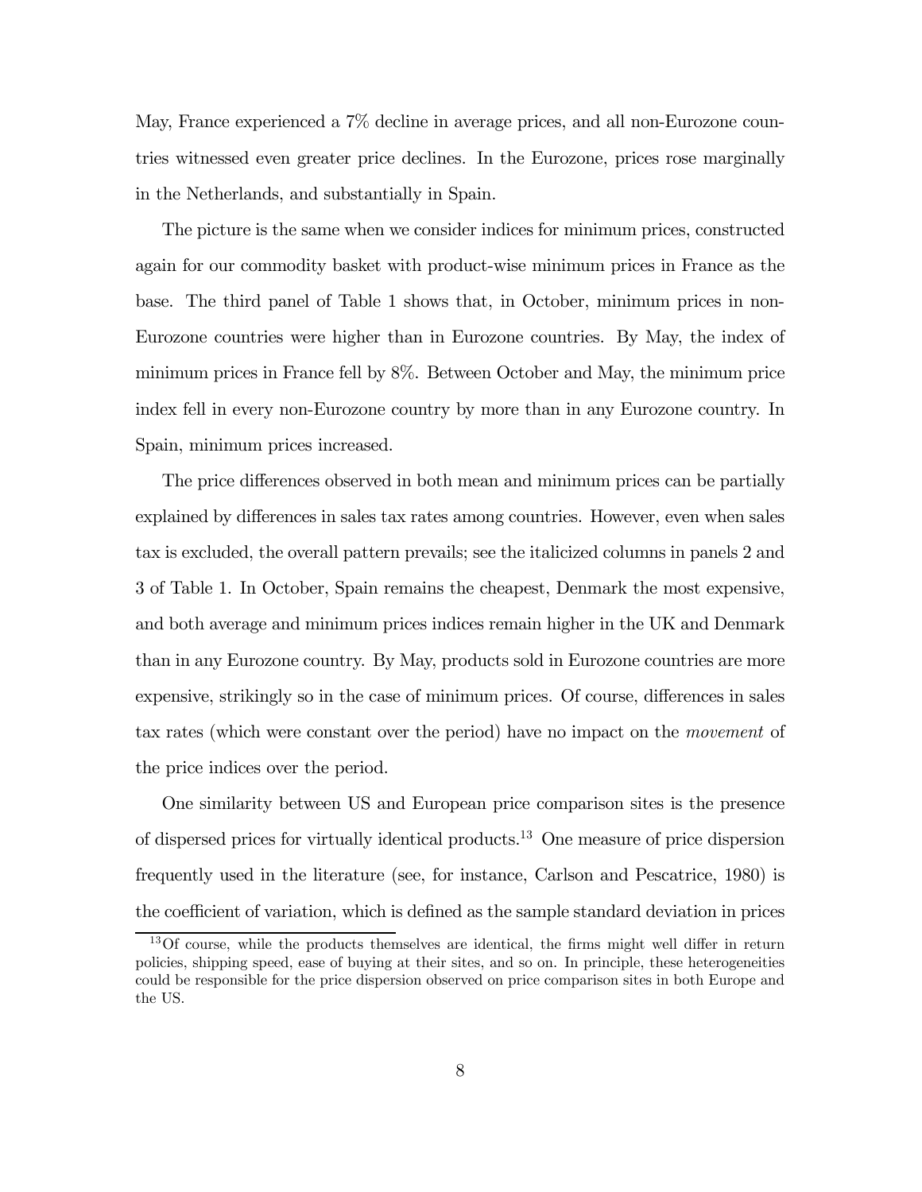May, France experienced a 7% decline in average prices, and all non-Eurozone countries witnessed even greater price declines. In the Eurozone, prices rose marginally in the Netherlands, and substantially in Spain.

The picture is the same when we consider indices for minimum prices, constructed again for our commodity basket with product-wise minimum prices in France as the base. The third panel of Table 1 shows that, in October, minimum prices in non-Eurozone countries were higher than in Eurozone countries. By May, the index of minimum prices in France fell by 8%. Between October and May, the minimum price index fell in every non-Eurozone country by more than in any Eurozone country. In Spain, minimum prices increased.

The price differences observed in both mean and minimum prices can be partially explained by differences in sales tax rates among countries. However, even when sales tax is excluded, the overall pattern prevails; see the italicized columns in panels 2 and 3 of Table 1. In October, Spain remains the cheapest, Denmark the most expensive, and both average and minimum prices indices remain higher in the UK and Denmark than in any Eurozone country. By May, products sold in Eurozone countries are more expensive, strikingly so in the case of minimum prices. Of course, differences in sales tax rates (which were constant over the period) have no impact on the *movement* of the price indices over the period.

One similarity between US and European price comparison sites is the presence of dispersed prices for virtually identical products.[13] One measure of price dispersion frequently used in the literature (see, for instance, Carlson and Pescatrice, 1980) is the coefficient of variation, which is defined as the sample standard deviation in prices

[13] Of course, while the products themselves are identical, the firms might well differ in return policies, shipping speed, ease of buying at their sites, and so on. In principle, these heterogeneities could be responsible for the price dispersion observed on price comparison sites in both Europe and the US.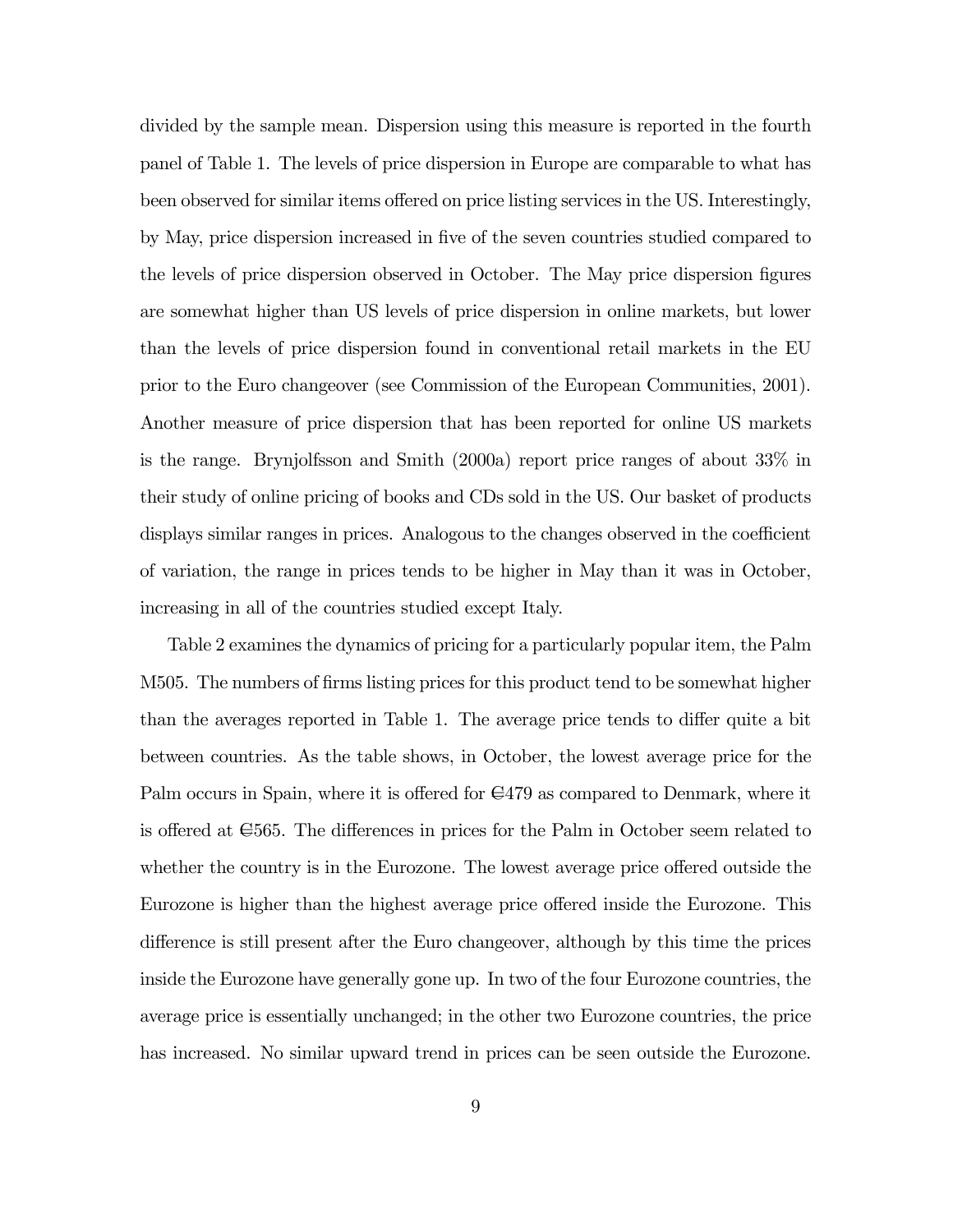divided by the sample mean. Dispersion using this measure is reported in the fourth panel of Table 1. The levels of price dispersion in Europe are comparable to what has been observed for similar items offered on price listing services in the US. Interestingly, by May, price dispersion increased in five of the seven countries studied compared to the levels of price dispersion observed in October. The May price dispersion figures are somewhat higher than US levels of price dispersion in online markets, but lower than the levels of price dispersion found in conventional retail markets in the EU prior to the Euro changeover (see Commission of the European Communities, 2001). Another measure of price dispersion that has been reported for online US markets is the range. Brynjolfsson and Smith (2000a) report price ranges of about 33% in their study of online pricing of books and CDs sold in the US. Our basket of products displays similar ranges in prices. Analogous to the changes observed in the coefficient of variation, the range in prices tends to be higher in May than it was in October, increasing in all of the countries studied except Italy.

Table 2 examines the dynamics of pricing for a particularly popular item, the Palm M505. The numbers of firms listing prices for this product tend to be somewhat higher than the averages reported in Table 1. The average price tends to differ quite a bit between countries. As the table shows, in October, the lowest average price for the Palm occurs in Spain, where it is offered for €479 as compared to Denmark, where it is offered at €565. The differences in prices for the Palm in October seem related to whether the country is in the Eurozone. The lowest average price offered outside the Eurozone is higher than the highest average price offered inside the Eurozone. This difference is still present after the Euro changeover, although by this time the prices inside the Eurozone have generally gone up. In two of the four Eurozone countries, the average price is essentially unchanged; in the other two Eurozone countries, the price has increased. No similar upward trend in prices can be seen outside the Eurozone.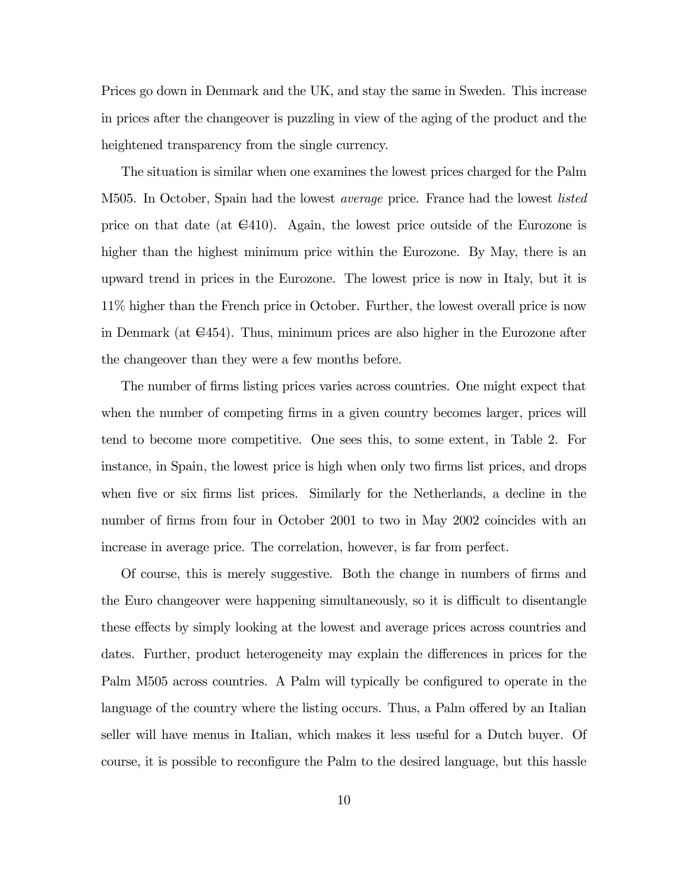Prices go down in Denmark and the UK, and stay the same in Sweden. This increase in prices after the changeover is puzzling in view of the aging of the product and the heightened transparency from the single currency.

The situation is similar when one examines the lowest prices charged for the Palm M505. In October, Spain had the lowest *average* price. France had the lowest *listed* price on that date (at €410). Again, the lowest price outside of the Eurozone is higher than the highest minimum price within the Eurozone. By May, there is an upward trend in prices in the Eurozone. The lowest price is now in Italy, but it is 11% higher than the French price in October. Further, the lowest overall price is now in Denmark (at €454). Thus, minimum prices are also higher in the Eurozone after the changeover than they were a few months before.

The number of firms listing prices varies across countries. One might expect that when the number of competing firms in a given country becomes larger, prices will tend to become more competitive. One sees this, to some extent, in Table 2. For instance, in Spain, the lowest price is high when only two firms list prices, and drops when five or six firms list prices. Similarly for the Netherlands, a decline in the number of firms from four in October 2001 to two in May 2002 coincides with an increase in average price. The correlation, however, is far from perfect.

Of course, this is merely suggestive. Both the change in numbers of firms and the Euro changeover were happening simultaneously, so it is difficult to disentangle these effects by simply looking at the lowest and average prices across countries and dates. Further, product heterogeneity may explain the differences in prices for the Palm M505 across countries. A Palm will typically be configured to operate in the language of the country where the listing occurs. Thus, a Palm offered by an Italian seller will have menus in Italian, which makes it less useful for a Dutch buyer. Of course, it is possible to reconfigure the Palm to the desired language, but this hassle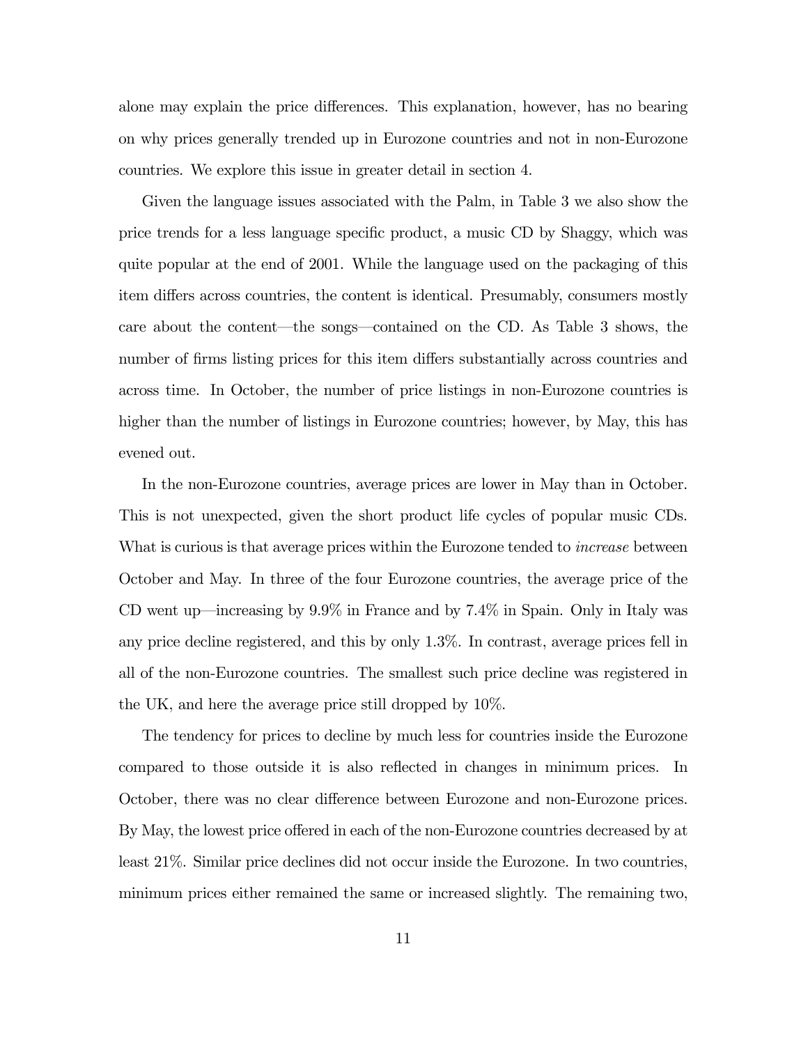alone may explain the price differences. This explanation, however, has no bearing on why prices generally trended up in Eurozone countries and not in non-Eurozone countries. We explore this issue in greater detail in section 4.

Given the language issues associated with the Palm, in Table 3 we also show the price trends for a less language specific product, a music CD by Shaggy, which was quite popular at the end of 2001. While the language used on the packaging of this item differs across countries, the content is identical. Presumably, consumers mostly care about the content—the songs—contained on the CD. As Table 3 shows, the number of firms listing prices for this item differs substantially across countries and across time. In October, the number of price listings in non-Eurozone countries is higher than the number of listings in Eurozone countries; however, by May, this has evened out.

In the non-Eurozone countries, average prices are lower in May than in October. This is not unexpected, given the short product life cycles of popular music CDs. What is curious is that average prices within the Eurozone tended to *increase* between October and May. In three of the four Eurozone countries, the average price of the CD went up—increasing by 9.9% in France and by 7.4% in Spain. Only in Italy was any price decline registered, and this by only 1.3%. In contrast, average prices fell in all of the non-Eurozone countries. The smallest such price decline was registered in the UK, and here the average price still dropped by 10%.

The tendency for prices to decline by much less for countries inside the Eurozone compared to those outside it is also reflected in changes in minimum prices. In October, there was no clear difference between Eurozone and non-Eurozone prices. By May, the lowest price offered in each of the non-Eurozone countries decreased by at least 21%. Similar price declines did not occur inside the Eurozone. In two countries, minimum prices either remained the same or increased slightly. The remaining two,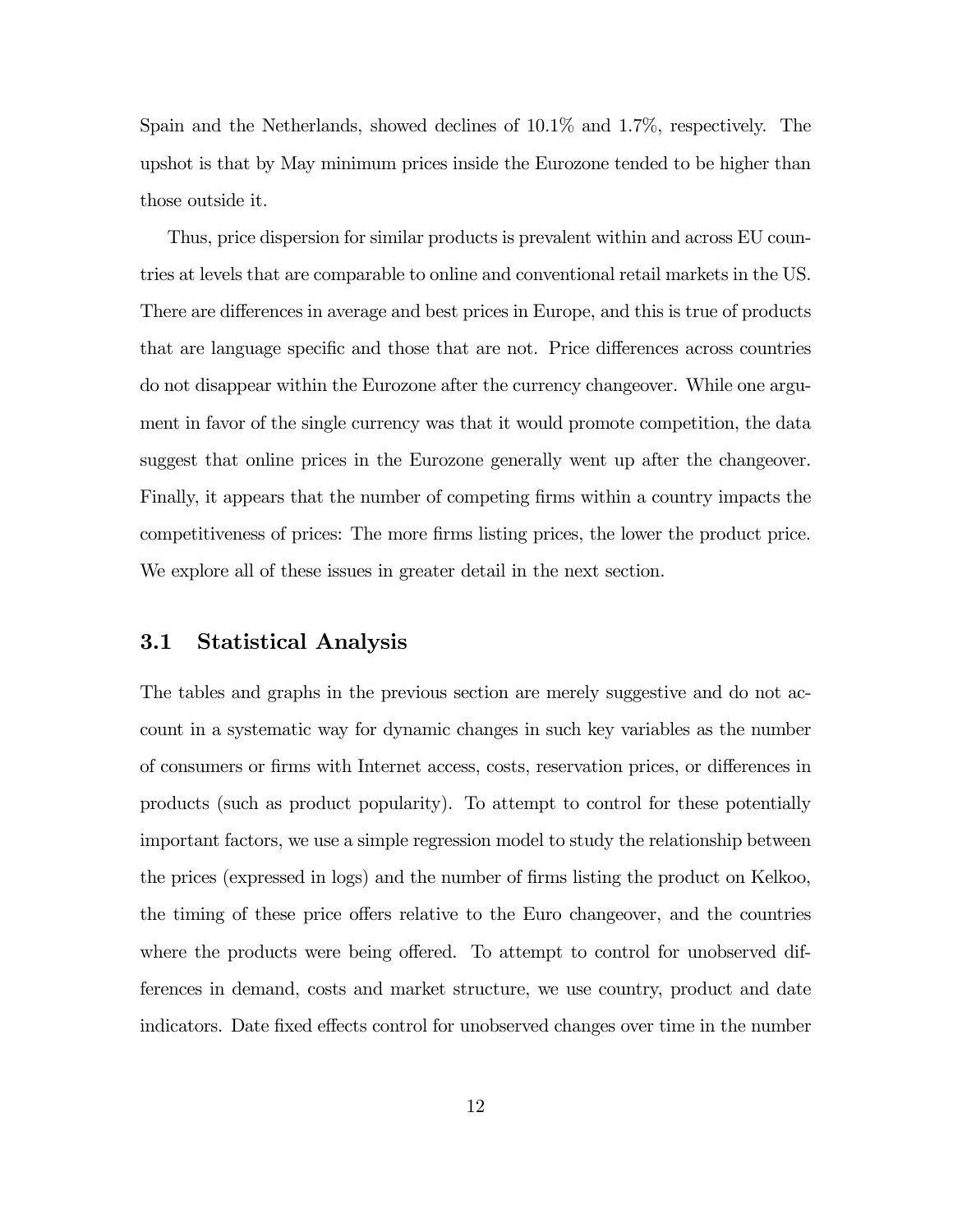Spain and the Netherlands, showed declines of 10.1% and 1.7%, respectively. The upshot is that by May minimum prices inside the Eurozone tended to be higher than those outside it.

Thus, price dispersion for similar products is prevalent within and across EU countries at levels that are comparable to online and conventional retail markets in the US. There are differences in average and best prices in Europe, and this is true of products that are language specific and those that are not. Price differences across countries do not disappear within the Eurozone after the currency changeover. While one argument in favor of the single currency was that it would promote competition, the data suggest that online prices in the Eurozone generally went up after the changeover. Finally, it appears that the number of competing firms within a country impacts the competitiveness of prices: The more firms listing prices, the lower the product price. We explore all of these issues in greater detail in the next section.

### 3.1 Statistical Analysis

The tables and graphs in the previous section are merely suggestive and do not account in a systematic way for dynamic changes in such key variables as the number of consumers or firms with Internet access, costs, reservation prices, or differences in products (such as product popularity). To attempt to control for these potentially important factors, we use a simple regression model to study the relationship between the prices (expressed in logs) and the number of firms listing the product on Kelkoo, the timing of these price offers relative to the Euro changeover, and the countries where the products were being offered. To attempt to control for unobserved differences in demand, costs and market structure, we use country, product and date indicators. Date fixed effects control for unobserved changes over time in the number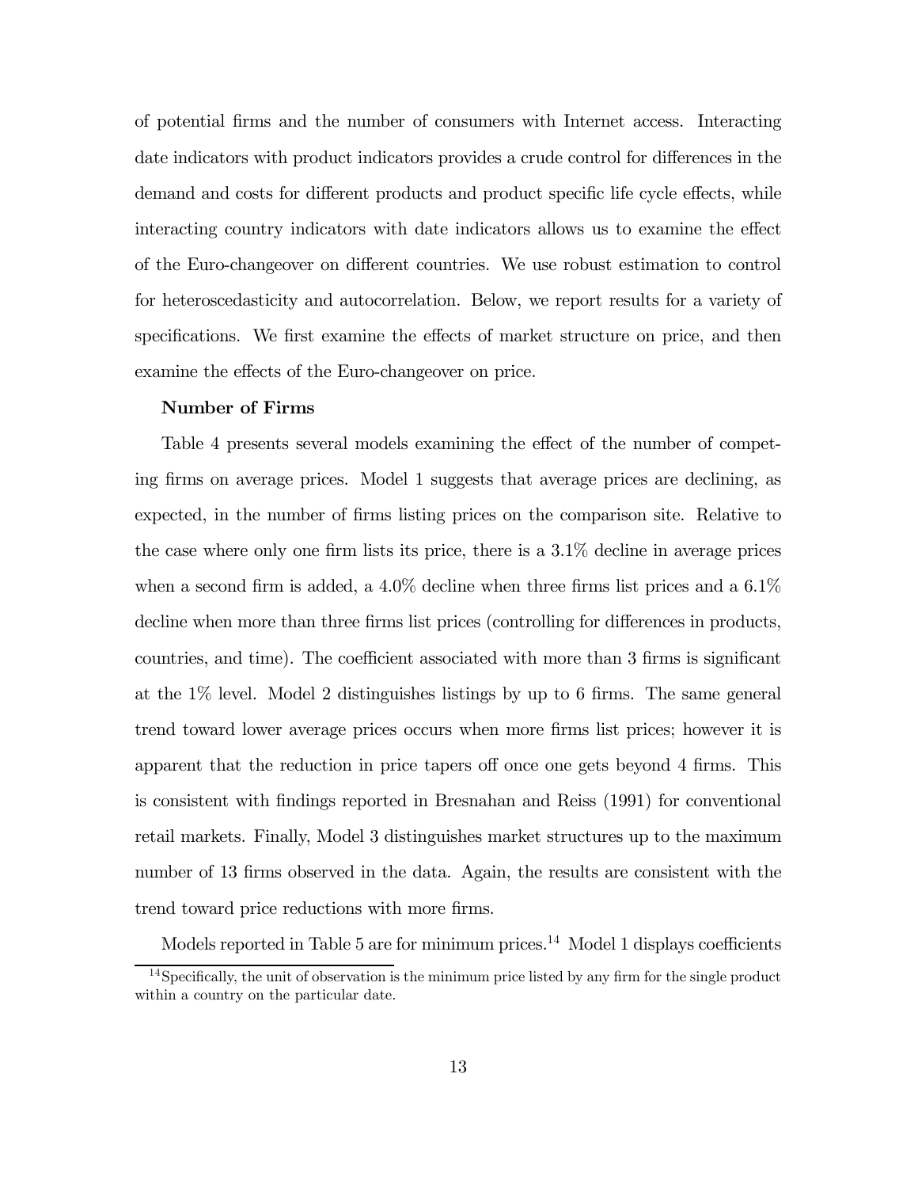of potential firms and the number of consumers with Internet access. Interacting date indicators with product indicators provides a crude control for differences in the demand and costs for different products and product specific life cycle effects, while interacting country indicators with date indicators allows us to examine the effect of the Euro-changeover on different countries. We use robust estimation to control for heteroscedasticity and autocorrelation. Below, we report results for a variety of specifications. We first examine the effects of market structure on price, and then examine the effects of the Euro-changeover on price.

**Number of Firms**

Table 4 presents several models examining the effect of the number of competing firms on average prices. Model 1 suggests that average prices are declining, as expected, in the number of firms listing prices on the comparison site. Relative to the case where only one firm lists its price, there is a 3.1% decline in average prices when a second firm is added, a 4.0% decline when three firms list prices and a 6.1% decline when more than three firms list prices (controlling for differences in products, countries, and time). The coefficient associated with more than 3 firms is significant at the 1% level. Model 2 distinguishes listings by up to 6 firms. The same general trend toward lower average prices occurs when more firms list prices; however it is apparent that the reduction in price tapers off once one gets beyond 4 firms. This is consistent with findings reported in Bresnahan and Reiss (1991) for conventional retail markets. Finally, Model 3 distinguishes market structures up to the maximum number of 13 firms observed in the data. Again, the results are consistent with the trend toward price reductions with more firms.

Models reported in Table 5 are for minimum prices.[14] Model 1 displays coefficients

[14] Specifically, the unit of observation is the minimum price listed by any firm for the single product within a country on the particular date.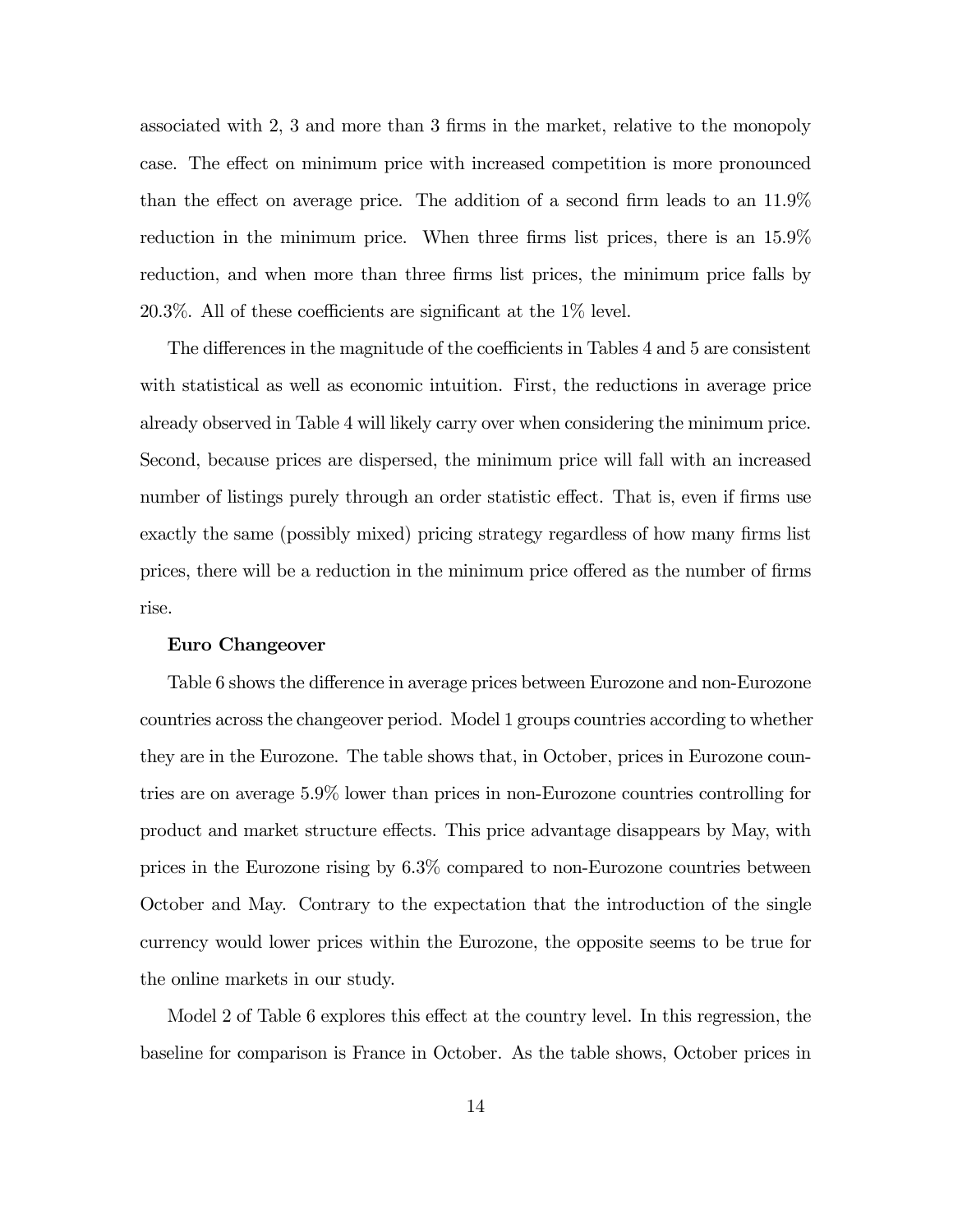associated with 2, 3 and more than 3 firms in the market, relative to the monopoly case. The effect on minimum price with increased competition is more pronounced than the effect on average price. The addition of a second firm leads to an 11.9% reduction in the minimum price. When three firms list prices, there is an 15.9% reduction, and when more than three firms list prices, the minimum price falls by 20.3%. All of these coefficients are significant at the 1% level.

The differences in the magnitude of the coefficients in Tables 4 and 5 are consistent with statistical as well as economic intuition. First, the reductions in average price already observed in Table 4 will likely carry over when considering the minimum price. Second, because prices are dispersed, the minimum price will fall with an increased number of listings purely through an order statistic effect. That is, even if firms use exactly the same (possibly mixed) pricing strategy regardless of how many firms list prices, there will be a reduction in the minimum price offered as the number of firms rise.

**Euro Changeover**

Table 6 shows the difference in average prices between Eurozone and non-Eurozone countries across the changeover period. Model 1 groups countries according to whether they are in the Eurozone. The table shows that, in October, prices in Eurozone countries are on average 5.9% lower than prices in non-Eurozone countries controlling for product and market structure effects. This price advantage disappears by May, with prices in the Eurozone rising by 6.3% compared to non-Eurozone countries between October and May. Contrary to the expectation that the introduction of the single currency would lower prices within the Eurozone, the opposite seems to be true for the online markets in our study.

Model 2 of Table 6 explores this effect at the country level. In this regression, the baseline for comparison is France in October. As the table shows, October prices in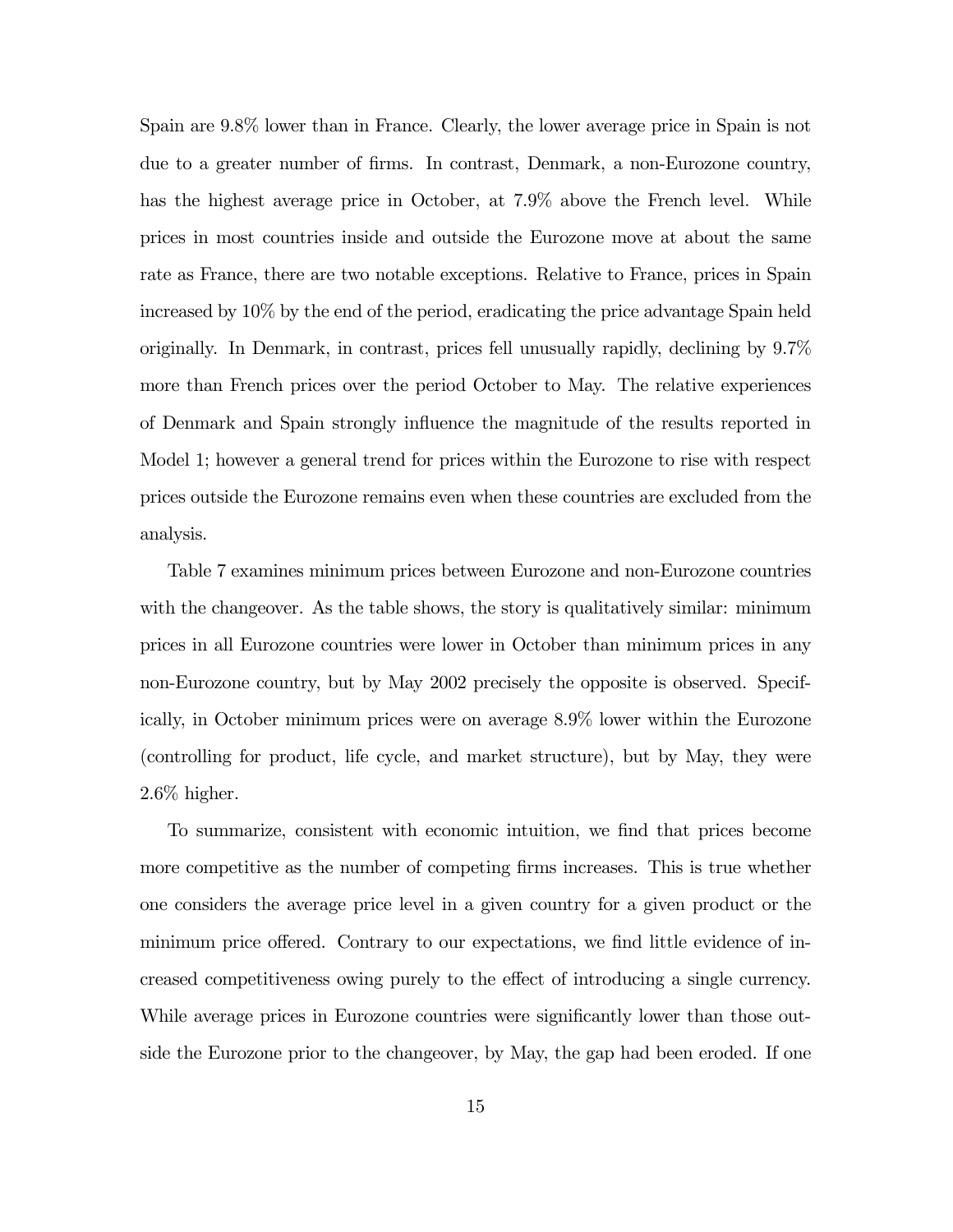Spain are 9.8% lower than in France. Clearly, the lower average price in Spain is not due to a greater number of firms. In contrast, Denmark, a non-Eurozone country, has the highest average price in October, at 7.9% above the French level. While prices in most countries inside and outside the Eurozone move at about the same rate as France, there are two notable exceptions. Relative to France, prices in Spain increased by 10% by the end of the period, eradicating the price advantage Spain held originally. In Denmark, in contrast, prices fell unusually rapidly, declining by 9.7% more than French prices over the period October to May. The relative experiences of Denmark and Spain strongly influence the magnitude of the results reported in Model 1; however a general trend for prices within the Eurozone to rise with respect prices outside the Eurozone remains even when these countries are excluded from the analysis.

Table 7 examines minimum prices between Eurozone and non-Eurozone countries with the changeover. As the table shows, the story is qualitatively similar: minimum prices in all Eurozone countries were lower in October than minimum prices in any non-Eurozone country, but by May 2002 precisely the opposite is observed. Specifically, in October minimum prices were on average 8.9% lower within the Eurozone (controlling for product, life cycle, and market structure), but by May, they were 2.6% higher.

To summarize, consistent with economic intuition, we find that prices become more competitive as the number of competing firms increases. This is true whether one considers the average price level in a given country for a given product or the minimum price offered. Contrary to our expectations, we find little evidence of increased competitiveness owing purely to the effect of introducing a single currency. While average prices in Eurozone countries were significantly lower than those outside the Eurozone prior to the changeover, by May, the gap had been eroded. If one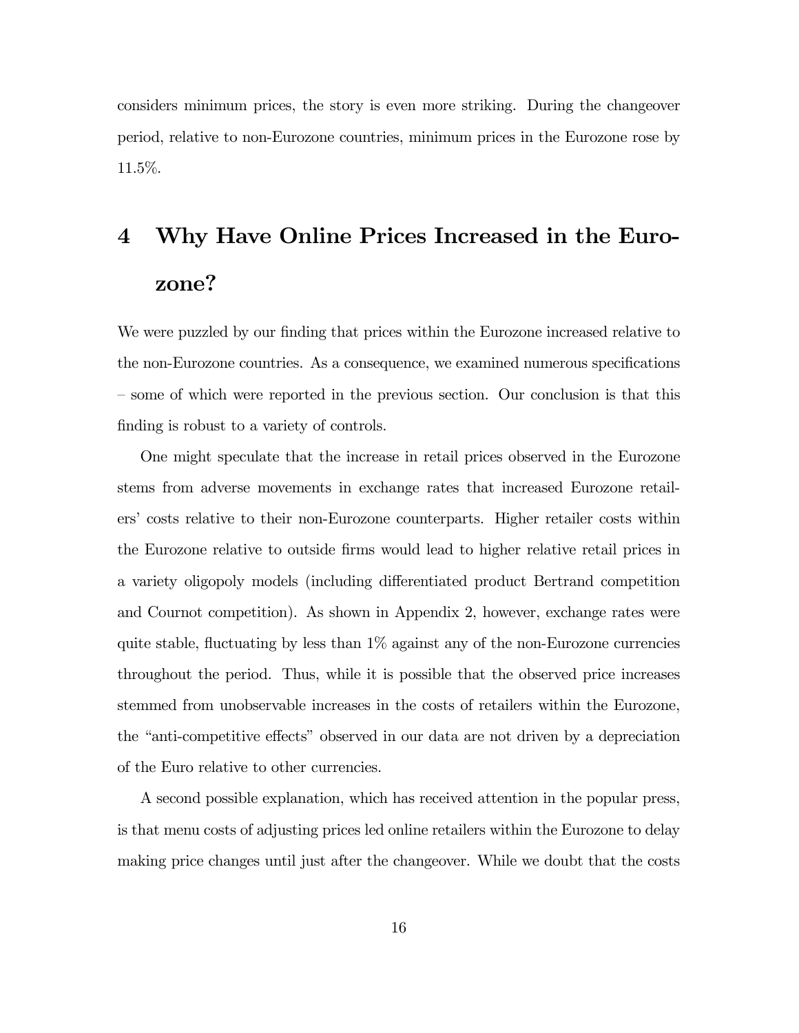considers minimum prices, the story is even more striking. During the changeover period, relative to non-Eurozone countries, minimum prices in the Eurozone rose by 11.5%.

# 4 Why Have Online Prices Increased in the Eurozone?

We were puzzled by our finding that prices within the Eurozone increased relative to the non-Eurozone countries. As a consequence, we examined numerous specifications – some of which were reported in the previous section. Our conclusion is that this finding is robust to a variety of controls.

One might speculate that the increase in retail prices observed in the Eurozone stems from adverse movements in exchange rates that increased Eurozone retailers' costs relative to their non-Eurozone counterparts. Higher retailer costs within the Eurozone relative to outside firms would lead to higher relative retail prices in a variety oligopoly models (including differentiated product Bertrand competition and Cournot competition). As shown in Appendix 2, however, exchange rates were quite stable, fluctuating by less than 1% against any of the non-Eurozone currencies throughout the period. Thus, while it is possible that the observed price increases stemmed from unobservable increases in the costs of retailers within the Eurozone, the "anti-competitive effects" observed in our data are not driven by a depreciation of the Euro relative to other currencies.

A second possible explanation, which has received attention in the popular press, is that menu costs of adjusting prices led online retailers within the Eurozone to delay making price changes until just after the changeover. While we doubt that the costs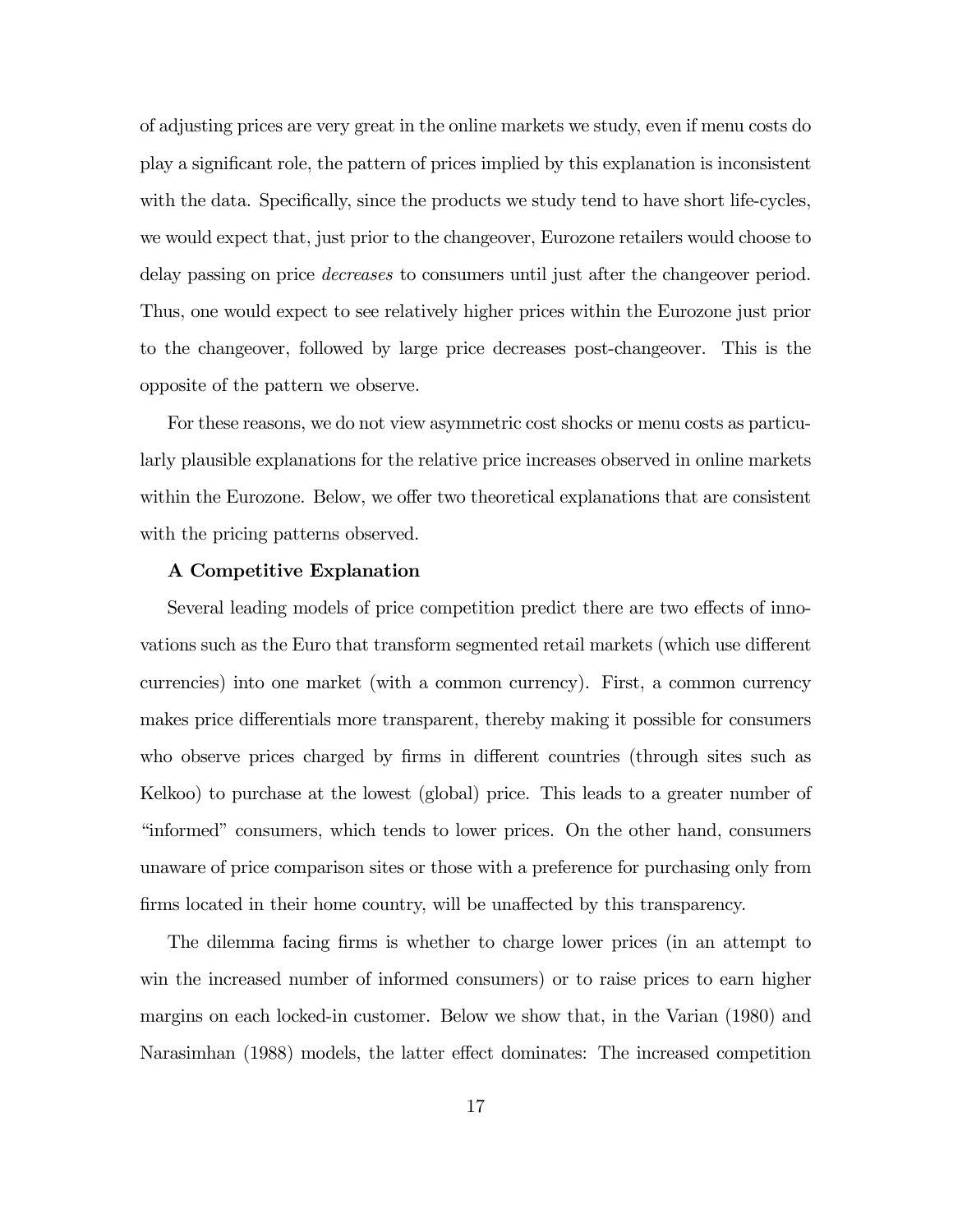of adjusting prices are very great in the online markets we study, even if menu costs do play a significant role, the pattern of prices implied by this explanation is inconsistent with the data. Specifically, since the products we study tend to have short life-cycles, we would expect that, just prior to the changeover, Eurozone retailers would choose to delay passing on price *decreases* to consumers until just after the changeover period. Thus, one would expect to see relatively higher prices within the Eurozone just prior to the changeover, followed by large price decreases post-changeover. This is the opposite of the pattern we observe.

For these reasons, we do not view asymmetric cost shocks or menu costs as particularly plausible explanations for the relative price increases observed in online markets within the Eurozone. Below, we offer two theoretical explanations that are consistent with the pricing patterns observed.

**A Competitive Explanation**

Several leading models of price competition predict there are two effects of innovations such as the Euro that transform segmented retail markets (which use different currencies) into one market (with a common currency). First, a common currency makes price differentials more transparent, thereby making it possible for consumers who observe prices charged by firms in different countries (through sites such as Kelkoo) to purchase at the lowest (global) price. This leads to a greater number of "informed" consumers, which tends to lower prices. On the other hand, consumers unaware of price comparison sites or those with a preference for purchasing only from firms located in their home country, will be unaffected by this transparency.

The dilemma facing firms is whether to charge lower prices (in an attempt to win the increased number of informed consumers) or to raise prices to earn higher margins on each locked-in customer. Below we show that, in the Varian (1980) and Narasimhan (1988) models, the latter effect dominates: The increased competition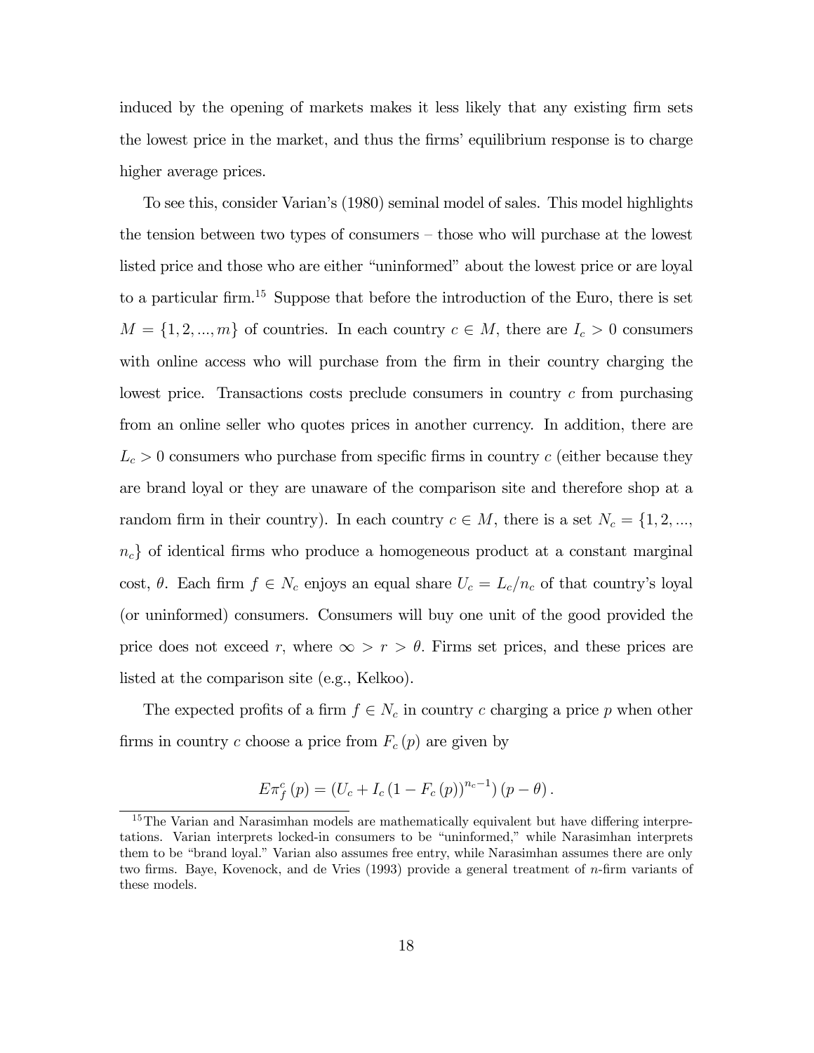induced by the opening of markets makes it less likely that any existing firm sets the lowest price in the market, and thus the firms' equilibrium response is to charge higher average prices.

To see this, consider Varian's (1980) seminal model of sales. This model highlights the tension between two types of consumers – those who will purchase at the lowest listed price and those who are either "uninformed" about the lowest price or are loyal to a particular firm.[15] Suppose that before the introduction of the Euro, there is set $M = \{1, 2, ..., m\}$ of countries. In each country $c \in M$, there are $I_c > 0$ consumers with online access who will purchase from the firm in their country charging the lowest price. Transactions costs preclude consumers in country $c$ from purchasing from an online seller who quotes prices in another currency. In addition, there are $L_c > 0$ consumers who purchase from specific firms in country $c$ (either because they are brand loyal or they are unaware of the comparison site and therefore shop at a random firm in their country). In each country $c \in M$, there is a set $N_c = \{1, 2, ..., n_c\}$ of identical firms who produce a homogeneous product at a constant marginal cost, $\theta$. Each firm $f \in N_c$ enjoys an equal share $U_c = L_c/n_c$ of that country's loyal (or uninformed) consumers. Consumers will buy one unit of the good provided the price does not exceed $r$, where $\infty > r > \theta$. Firms set prices, and these prices are listed at the comparison site (e.g., Kelkoo).

The expected profits of a firm $f \in N_c$ in country $c$ charging a price $p$ when other firms in country $c$ choose a price from $F_c(p)$ are given by

$$E\pi_f^c(p) = \left(U_c + I_c (1 - F_c(p))^{n_c - 1}\right)(p - \theta).$$

[15] The Varian and Narasimhan models are mathematically equivalent but have differing interpretations. Varian interprets locked-in consumers to be "uninformed," while Narasimhan interprets them to be "brand loyal." Varian also assumes free entry, while Narasimhan assumes there are only two firms. Baye, Kovenock, and de Vries (1993) provide a general treatment of $n$-firm variants of these models.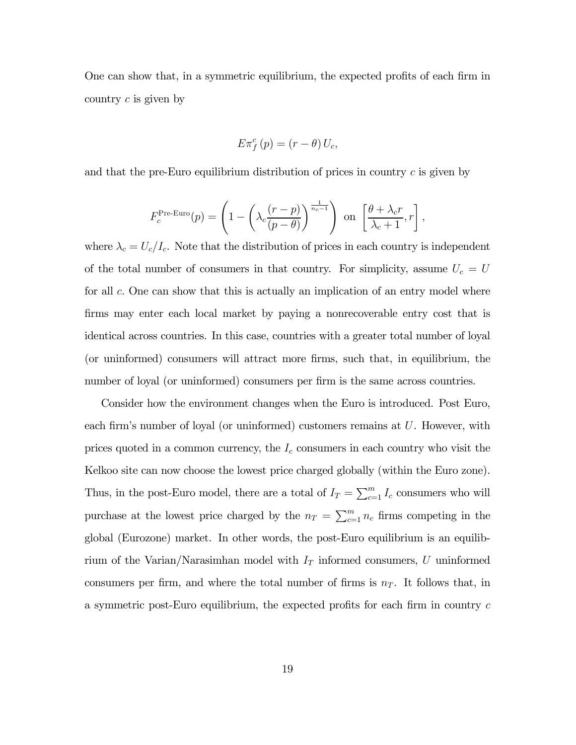One can show that, in a symmetric equilibrium, the expected profits of each firm in country $c$ is given by

$$E\pi_f^c(p) = (r - \theta) U_c,$$

and that the pre-Euro equilibrium distribution of prices in country $c$ is given by

$$F_c^{\text{Pre-Euro}}(p) = \left(1 - \left(\lambda_c \frac{(r-p)}{(p-\theta)}\right)^{\frac{1}{n_c - 1}}\right) \text{ on } \left[\frac{\theta + \lambda_c r}{\lambda_c + 1}, r\right],$$

where $\lambda_c = U_c/I_c$. Note that the distribution of prices in each country is independent of the total number of consumers in that country. For simplicity, assume $U_c = U$ for all $c$. One can show that this is actually an implication of an entry model where firms may enter each local market by paying a nonrecoverable entry cost that is identical across countries. In this case, countries with a greater total number of loyal (or uninformed) consumers will attract more firms, such that, in equilibrium, the number of loyal (or uninformed) consumers per firm is the same across countries.

Consider how the environment changes when the Euro is introduced. Post Euro, each firm's number of loyal (or uninformed) customers remains at $U$. However, with prices quoted in a common currency, the $I_c$ consumers in each country who visit the Kelkoo site can now choose the lowest price charged globally (within the Euro zone). Thus, in the post-Euro model, there are a total of $I_T = \sum_{c=1}^{m} I_c$ consumers who will purchase at the lowest price charged by the $n_T = \sum_{c=1}^{m} n_c$ firms competing in the global (Eurozone) market. In other words, the post-Euro equilibrium is an equilibrium of the Varian/Narasimhan model with $I_T$ informed consumers, $U$ uninformed consumers per firm, and where the total number of firms is $n_T$. It follows that, in a symmetric post-Euro equilibrium, the expected profits for each firm in country $c$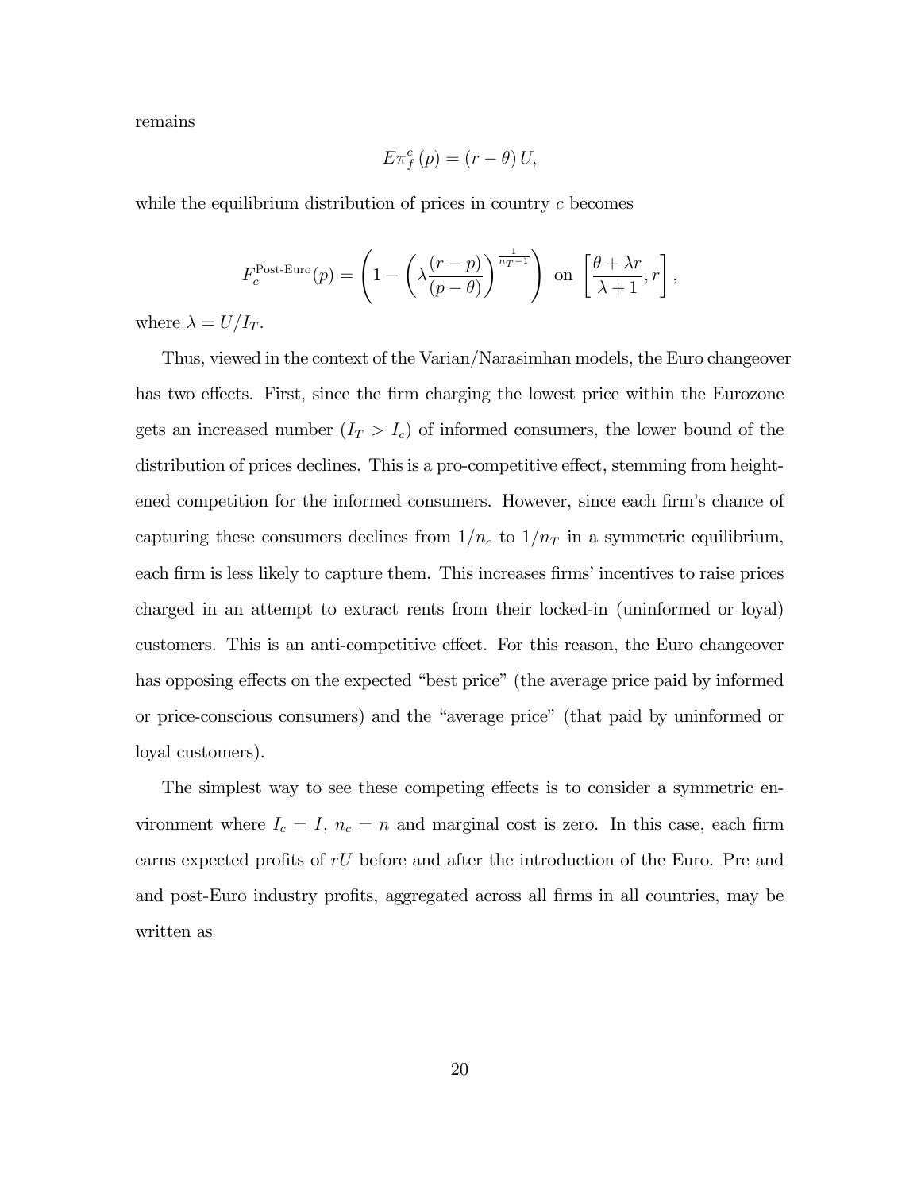remains

$$E\pi_f^c(p) = (r-\theta)U,$$

while the equilibrium distribution of prices in country $c$ becomes

$$F_c^{\text{Post-Euro}}(p) = \left(1 - \left(\lambda\frac{(r-p)}{(p-\theta)}\right)^{\frac{1}{n_T-1}}\right) \text{ on } \left[\frac{\theta+\lambda r}{\lambda+1}, r\right],$$

where $\lambda = U/I_T$.

Thus, viewed in the context of the Varian/Narasimhan models, the Euro changeover has two effects. First, since the firm charging the lowest price within the Eurozone gets an increased number ($I_T > I_c$) of informed consumers, the lower bound of the distribution of prices declines. This is a pro-competitive effect, stemming from heightened competition for the informed consumers. However, since each firm's chance of capturing these consumers declines from $1/n_c$ to $1/n_T$ in a symmetric equilibrium, each firm is less likely to capture them. This increases firms' incentives to raise prices charged in an attempt to extract rents from their locked-in (uninformed or loyal) customers. This is an anti-competitive effect. For this reason, the Euro changeover has opposing effects on the expected "best price" (the average price paid by informed or price-conscious consumers) and the "average price" (that paid by uninformed or loyal customers).

The simplest way to see these competing effects is to consider a symmetric environment where $I_c = I$, $n_c = n$ and marginal cost is zero. In this case, each firm earns expected profits of $rU$ before and after the introduction of the Euro. Pre and and post-Euro industry profits, aggregated across all firms in all countries, may be written as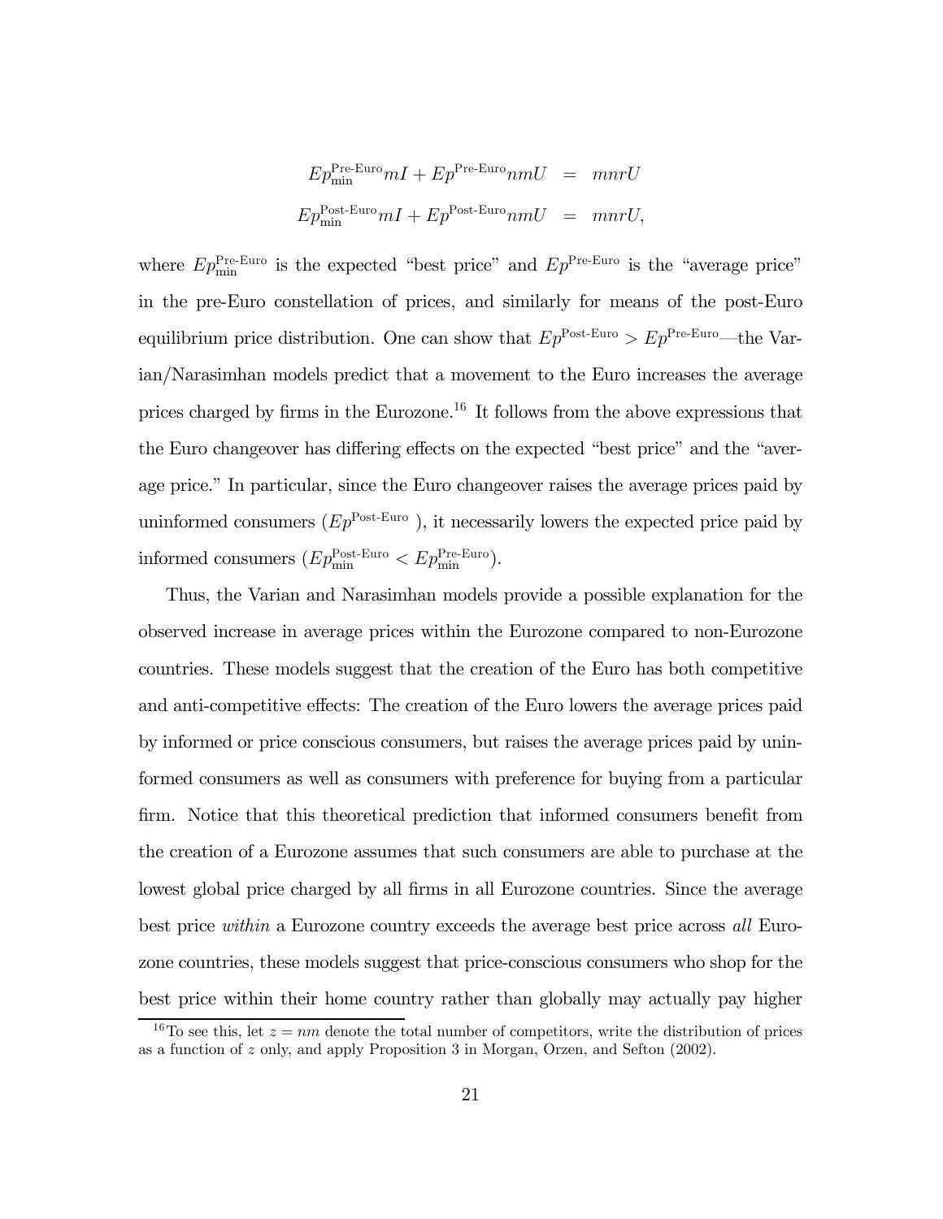$$
\begin{aligned}
Ep_{\min}^{\text{Pre-Euro}} mI + Ep^{\text{Pre-Euro}} nmU &= mnrU \\
Ep_{\min}^{\text{Post-Euro}} mI + Ep^{\text{Post-Euro}} nmU &= mnrU,
\end{aligned}
$$

where $Ep_{\min}^{\text{Pre-Euro}}$ is the expected "best price" and $Ep^{\text{Pre-Euro}}$ is the "average price" in the pre-Euro constellation of prices, and similarly for means of the post-Euro equilibrium price distribution. One can show that $Ep^{\text{Post-Euro}} > Ep^{\text{Pre-Euro}}$—the Varian/Narasimhan models predict that a movement to the Euro increases the average prices charged by firms in the Eurozone.[16] It follows from the above expressions that the Euro changeover has differing effects on the expected "best price" and the "average price." In particular, since the Euro changeover raises the average prices paid by uninformed consumers ($Ep^{\text{Post-Euro}}$ ), it necessarily lowers the expected price paid by informed consumers ($Ep_{\min}^{\text{Post-Euro}} < Ep_{\min}^{\text{Pre-Euro}}$).

Thus, the Varian and Narasimhan models provide a possible explanation for the observed increase in average prices within the Eurozone compared to non-Eurozone countries. These models suggest that the creation of the Euro has both competitive and anti-competitive effects: The creation of the Euro lowers the average prices paid by informed or price conscious consumers, but raises the average prices paid by uninformed consumers as well as consumers with preference for buying from a particular firm. Notice that this theoretical prediction that informed consumers benefit from the creation of a Eurozone assumes that such consumers are able to purchase at the lowest global price charged by all firms in all Eurozone countries. Since the average best price *within* a Eurozone country exceeds the average best price across *all* Eurozone countries, these models suggest that price-conscious consumers who shop for the best price within their home country rather than globally may actually pay higher

[16] To see this, let $z = nm$ denote the total number of competitors, write the distribution of prices as a function of $z$ only, and apply Proposition 3 in Morgan, Orzen, and Sefton (2002).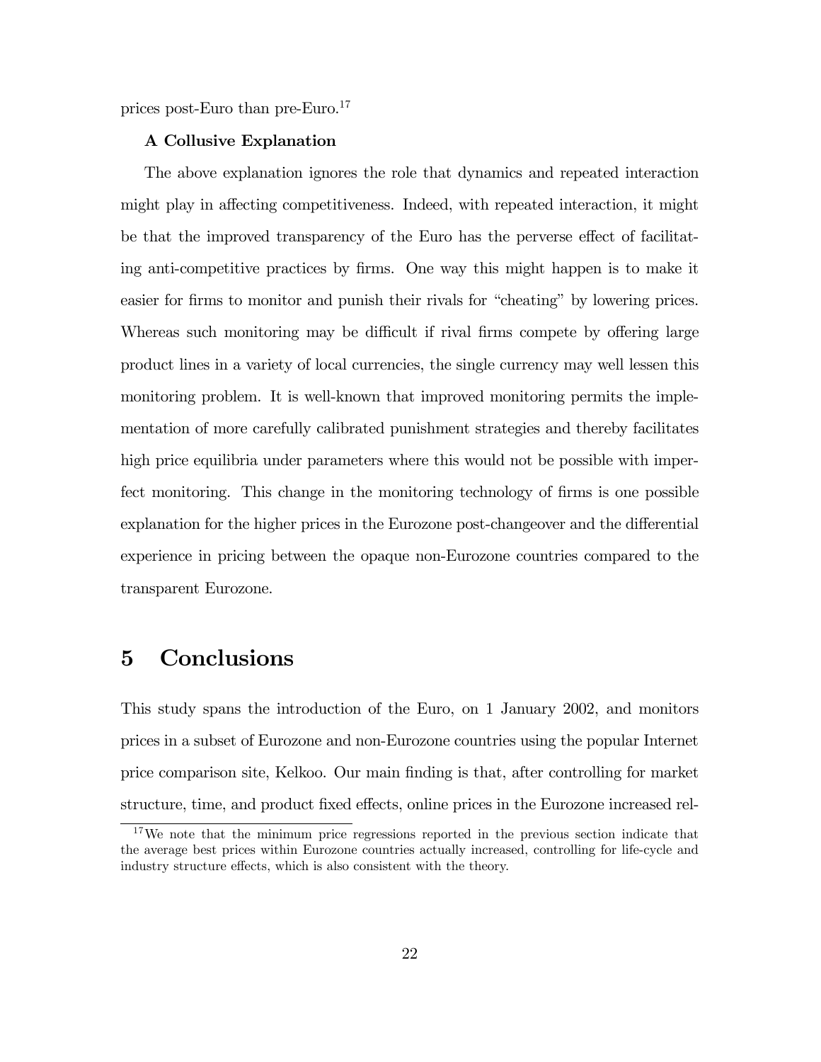prices post-Euro than pre-Euro.[17]

**A Collusive Explanation**

The above explanation ignores the role that dynamics and repeated interaction might play in affecting competitiveness. Indeed, with repeated interaction, it might be that the improved transparency of the Euro has the perverse effect of facilitating anti-competitive practices by firms. One way this might happen is to make it easier for firms to monitor and punish their rivals for "cheating" by lowering prices. Whereas such monitoring may be difficult if rival firms compete by offering large product lines in a variety of local currencies, the single currency may well lessen this monitoring problem. It is well-known that improved monitoring permits the implementation of more carefully calibrated punishment strategies and thereby facilitates high price equilibria under parameters where this would not be possible with imperfect monitoring. This change in the monitoring technology of firms is one possible explanation for the higher prices in the Eurozone post-changeover and the differential experience in pricing between the opaque non-Eurozone countries compared to the transparent Eurozone.

# 5 Conclusions

This study spans the introduction of the Euro, on 1 January 2002, and monitors prices in a subset of Eurozone and non-Eurozone countries using the popular Internet price comparison site, Kelkoo. Our main finding is that, after controlling for market structure, time, and product fixed effects, online prices in the Eurozone increased rel-

[17] We note that the minimum price regressions reported in the previous section indicate that the average best prices within Eurozone countries actually increased, controlling for life-cycle and industry structure effects, which is also consistent with the theory.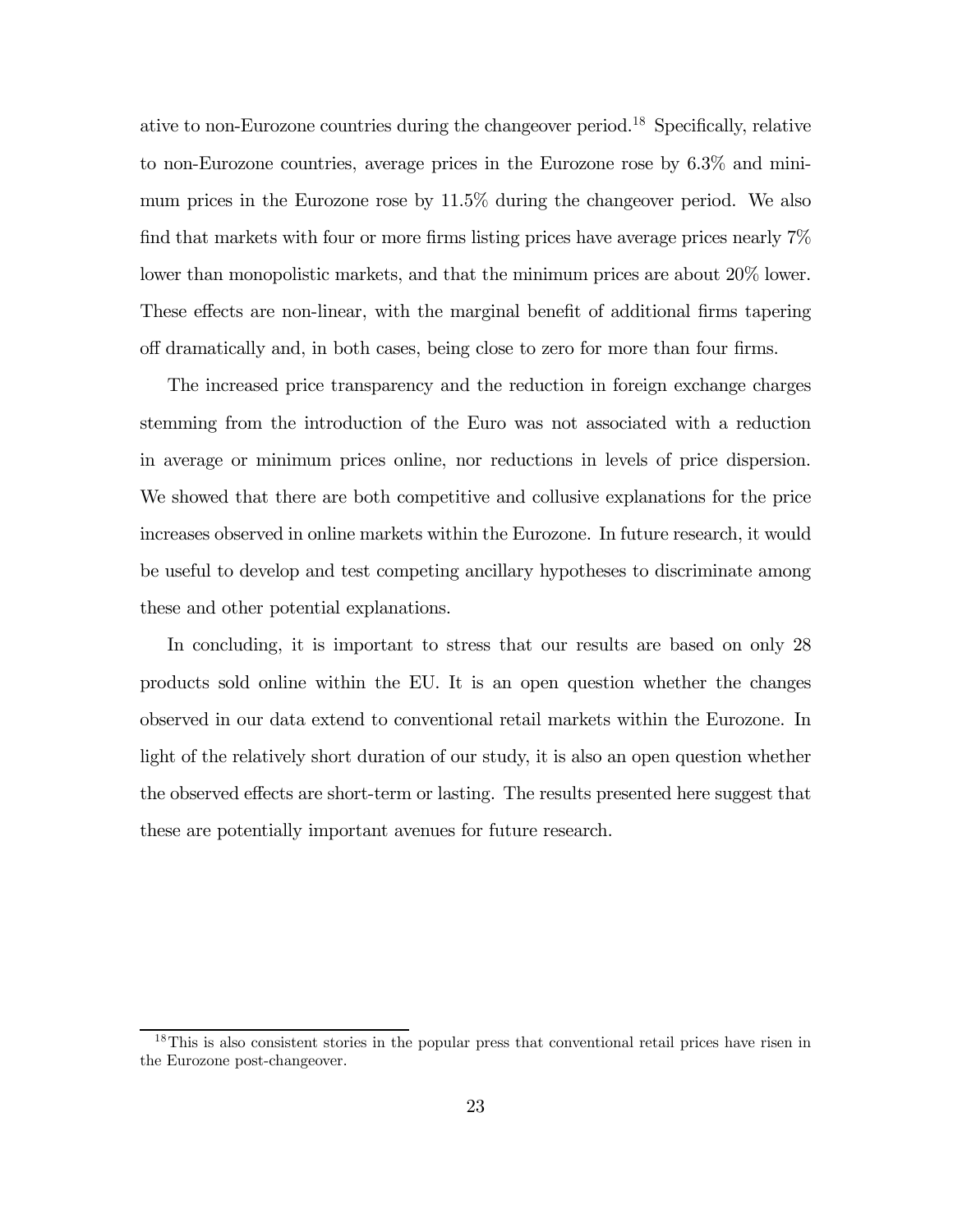ative to non-Eurozone countries during the changeover period.[18] Specifically, relative to non-Eurozone countries, average prices in the Eurozone rose by 6.3% and minimum prices in the Eurozone rose by 11.5% during the changeover period. We also find that markets with four or more firms listing prices have average prices nearly 7% lower than monopolistic markets, and that the minimum prices are about 20% lower. These effects are non-linear, with the marginal benefit of additional firms tapering off dramatically and, in both cases, being close to zero for more than four firms.

The increased price transparency and the reduction in foreign exchange charges stemming from the introduction of the Euro was not associated with a reduction in average or minimum prices online, nor reductions in levels of price dispersion. We showed that there are both competitive and collusive explanations for the price increases observed in online markets within the Eurozone. In future research, it would be useful to develop and test competing ancillary hypotheses to discriminate among these and other potential explanations.

In concluding, it is important to stress that our results are based on only 28 products sold online within the EU. It is an open question whether the changes observed in our data extend to conventional retail markets within the Eurozone. In light of the relatively short duration of our study, it is also an open question whether the observed effects are short-term or lasting. The results presented here suggest that these are potentially important avenues for future research.

---

[18] This is also consistent stories in the popular press that conventional retail prices have risen in the Eurozone post-changeover.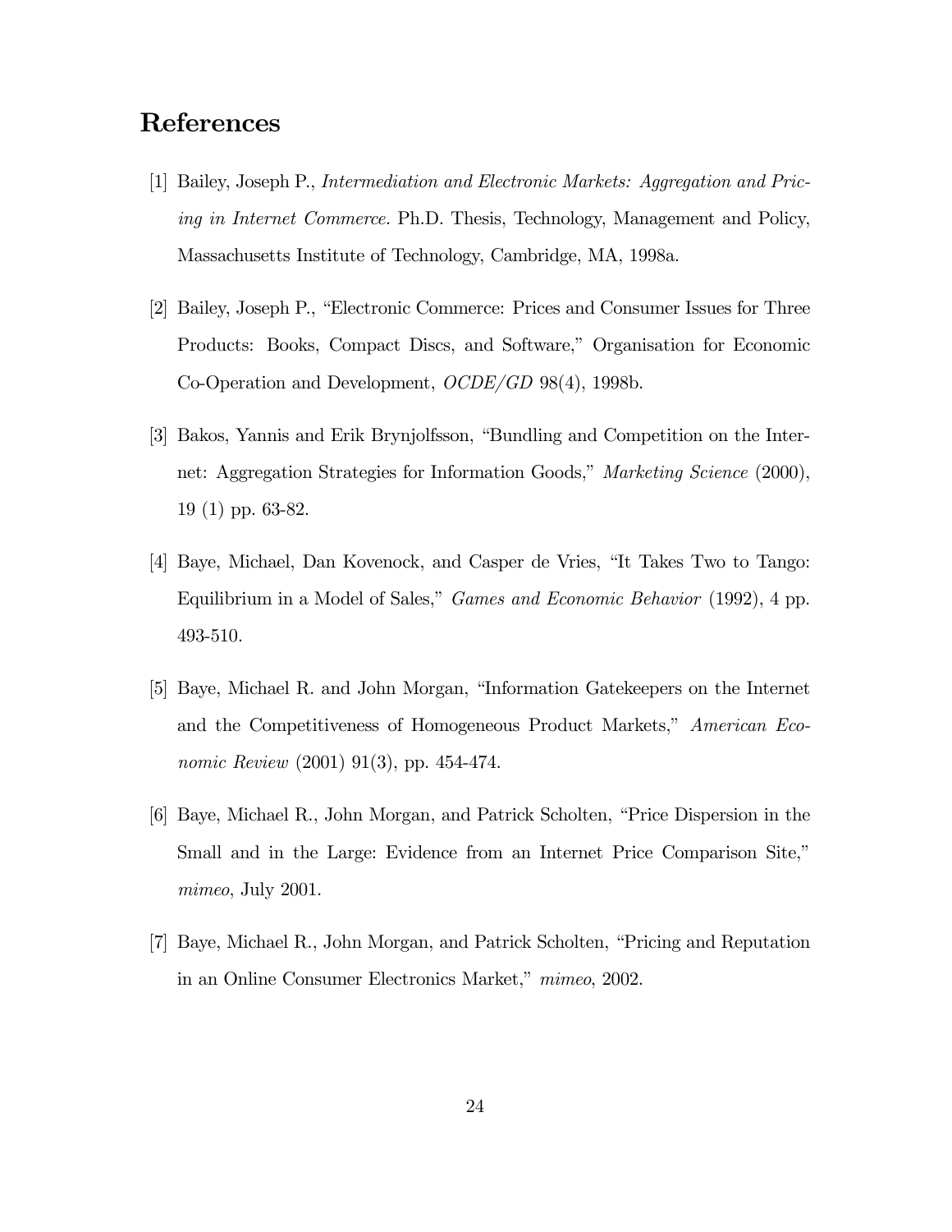# References

[1] Bailey, Joseph P., *Intermediation and Electronic Markets: Aggregation and Pricing in Internet Commerce.* Ph.D. Thesis, Technology, Management and Policy, Massachusetts Institute of Technology, Cambridge, MA, 1998a.

[2] Bailey, Joseph P., "Electronic Commerce: Prices and Consumer Issues for Three Products: Books, Compact Discs, and Software," Organisation for Economic Co-Operation and Development, *OCDE/GD* 98(4), 1998b.

[3] Bakos, Yannis and Erik Brynjolfsson, "Bundling and Competition on the Internet: Aggregation Strategies for Information Goods," *Marketing Science* (2000), 19 (1) pp. 63-82.

[4] Baye, Michael, Dan Kovenock, and Casper de Vries, "It Takes Two to Tango: Equilibrium in a Model of Sales," *Games and Economic Behavior* (1992), 4 pp. 493-510.

[5] Baye, Michael R. and John Morgan, "Information Gatekeepers on the Internet and the Competitiveness of Homogeneous Product Markets," *American Economic Review* (2001) 91(3), pp. 454-474.

[6] Baye, Michael R., John Morgan, and Patrick Scholten, "Price Dispersion in the Small and in the Large: Evidence from an Internet Price Comparison Site," *mimeo*, July 2001.

[7] Baye, Michael R., John Morgan, and Patrick Scholten, "Pricing and Reputation in an Online Consumer Electronics Market," *mimeo*, 2002.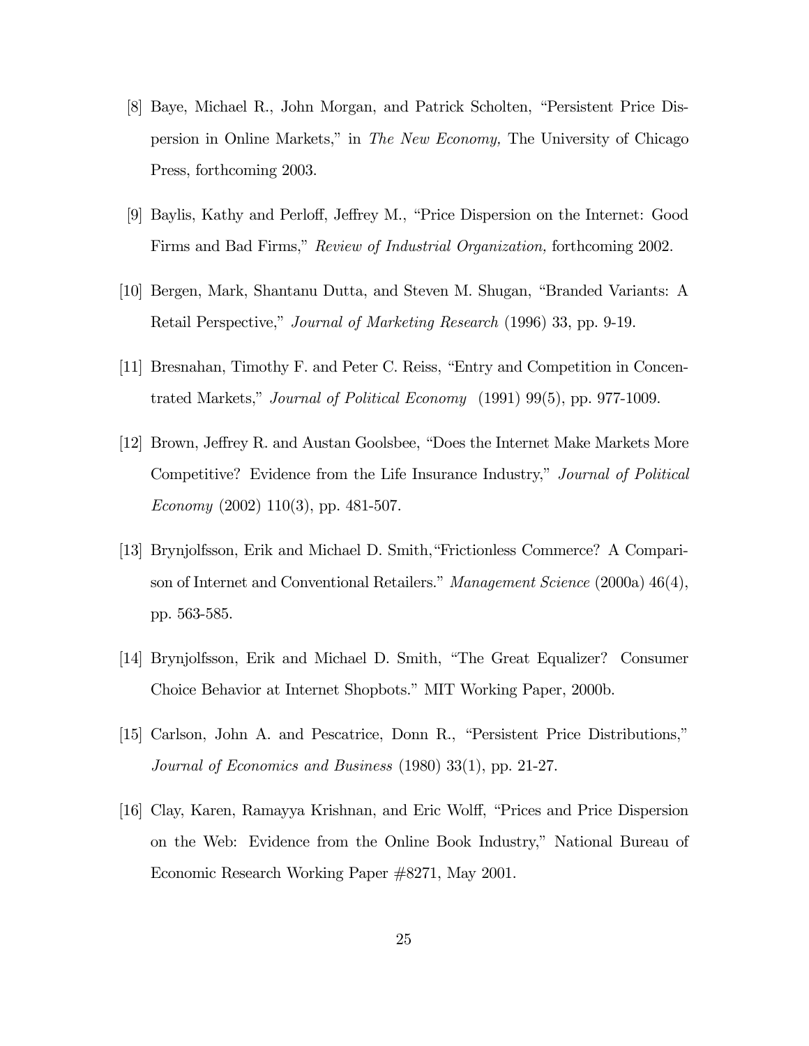[8] Baye, Michael R., John Morgan, and Patrick Scholten, "Persistent Price Dispersion in Online Markets," in *The New Economy,* The University of Chicago Press, forthcoming 2003.

[9] Baylis, Kathy and Perloff, Jeffrey M., "Price Dispersion on the Internet: Good Firms and Bad Firms," *Review of Industrial Organization,* forthcoming 2002.

[10] Bergen, Mark, Shantanu Dutta, and Steven M. Shugan, "Branded Variants: A Retail Perspective," *Journal of Marketing Research* (1996) 33, pp. 9-19.

[11] Bresnahan, Timothy F. and Peter C. Reiss, "Entry and Competition in Concentrated Markets," *Journal of Political Economy* (1991) 99(5), pp. 977-1009.

[12] Brown, Jeffrey R. and Austan Goolsbee, "Does the Internet Make Markets More Competitive? Evidence from the Life Insurance Industry," *Journal of Political Economy* (2002) 110(3), pp. 481-507.

[13] Brynjolfsson, Erik and Michael D. Smith,"Frictionless Commerce? A Comparison of Internet and Conventional Retailers." *Management Science* (2000a) 46(4), pp. 563-585.

[14] Brynjolfsson, Erik and Michael D. Smith, "The Great Equalizer? Consumer Choice Behavior at Internet Shopbots." MIT Working Paper, 2000b.

[15] Carlson, John A. and Pescatrice, Donn R., "Persistent Price Distributions," *Journal of Economics and Business* (1980) 33(1), pp. 21-27.

[16] Clay, Karen, Ramayya Krishnan, and Eric Wolff, "Prices and Price Dispersion on the Web: Evidence from the Online Book Industry," National Bureau of Economic Research Working Paper #8271, May 2001.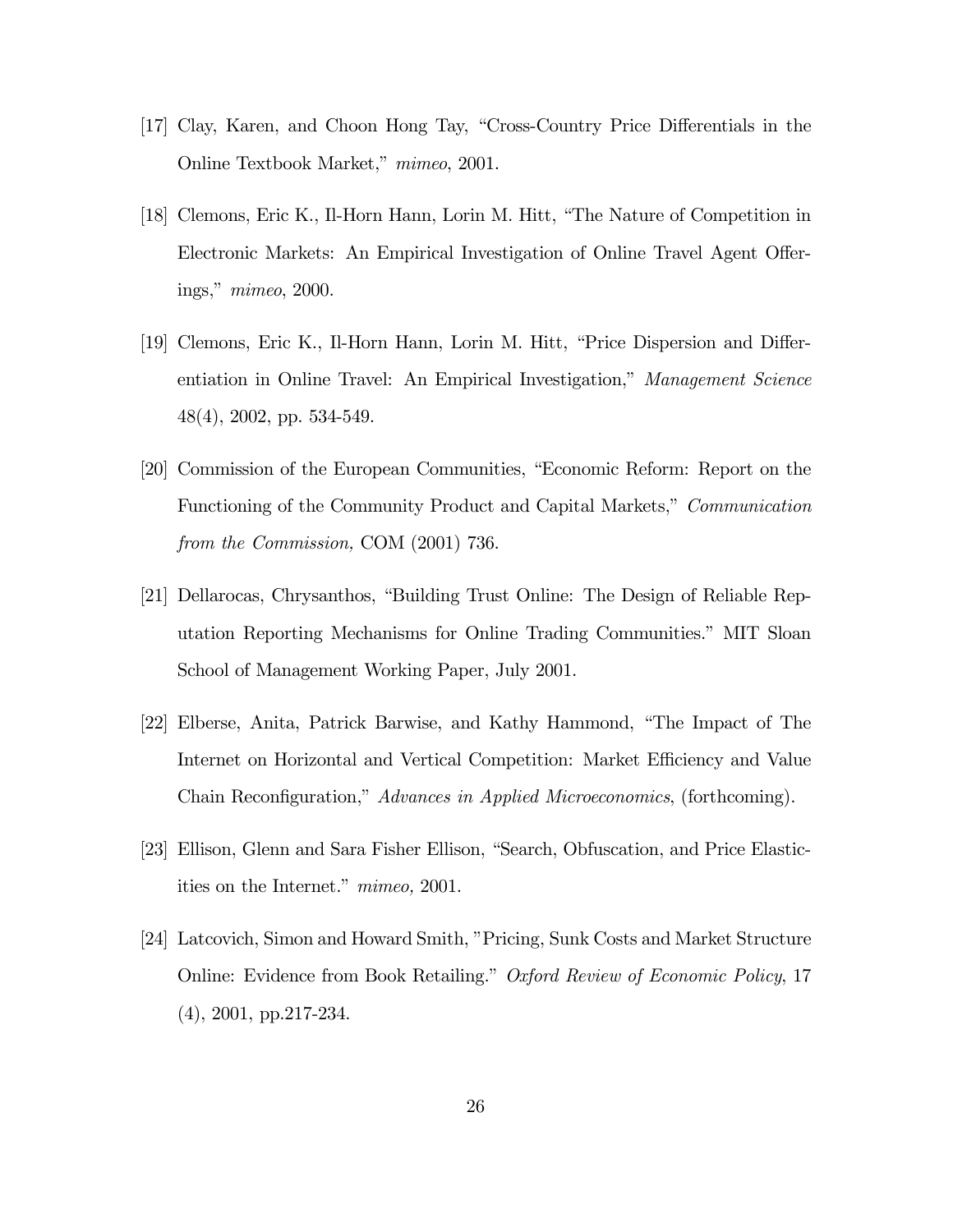[17] Clay, Karen, and Choon Hong Tay, "Cross-Country Price Differentials in the Online Textbook Market," *mimeo*, 2001.

[18] Clemons, Eric K., Il-Horn Hann, Lorin M. Hitt, "The Nature of Competition in Electronic Markets: An Empirical Investigation of Online Travel Agent Offerings," *mimeo*, 2000.

[19] Clemons, Eric K., Il-Horn Hann, Lorin M. Hitt, "Price Dispersion and Differentiation in Online Travel: An Empirical Investigation," *Management Science* 48(4), 2002, pp. 534-549.

[20] Commission of the European Communities, "Economic Reform: Report on the Functioning of the Community Product and Capital Markets," *Communication from the Commission,* COM (2001) 736.

[21] Dellarocas, Chrysanthos, "Building Trust Online: The Design of Reliable Reputation Reporting Mechanisms for Online Trading Communities." MIT Sloan School of Management Working Paper, July 2001.

[22] Elberse, Anita, Patrick Barwise, and Kathy Hammond, "The Impact of The Internet on Horizontal and Vertical Competition: Market Efficiency and Value Chain Reconfiguration," *Advances in Applied Microeconomics*, (forthcoming).

[23] Ellison, Glenn and Sara Fisher Ellison, "Search, Obfuscation, and Price Elasticities on the Internet." *mimeo,* 2001.

[24] Latcovich, Simon and Howard Smith, "Pricing, Sunk Costs and Market Structure Online: Evidence from Book Retailing." *Oxford Review of Economic Policy*, 17 (4), 2001, pp.217-234.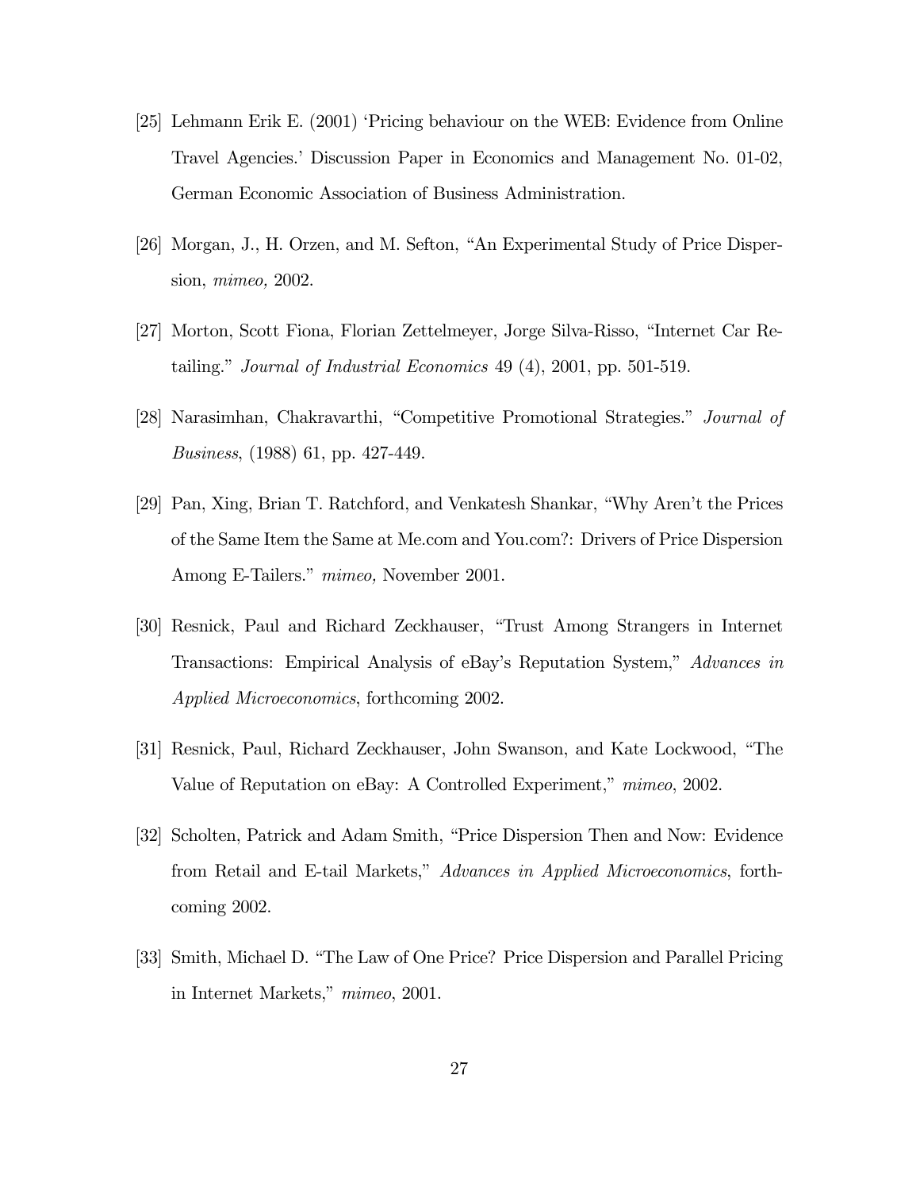[25] Lehmann Erik E. (2001) 'Pricing behaviour on the WEB: Evidence from Online Travel Agencies.' Discussion Paper in Economics and Management No. 01-02, German Economic Association of Business Administration.

[26] Morgan, J., H. Orzen, and M. Sefton, "An Experimental Study of Price Dispersion, *mimeo,* 2002.

[27] Morton, Scott Fiona, Florian Zettelmeyer, Jorge Silva-Risso, "Internet Car Retailing." *Journal of Industrial Economics* 49 (4), 2001, pp. 501-519.

[28] Narasimhan, Chakravarthi, "Competitive Promotional Strategies." *Journal of Business*, (1988) 61, pp. 427-449.

[29] Pan, Xing, Brian T. Ratchford, and Venkatesh Shankar, "Why Aren't the Prices of the Same Item the Same at Me.com and You.com?: Drivers of Price Dispersion Among E-Tailers." *mimeo,* November 2001.

[30] Resnick, Paul and Richard Zeckhauser, "Trust Among Strangers in Internet Transactions: Empirical Analysis of eBay's Reputation System," *Advances in Applied Microeconomics*, forthcoming 2002.

[31] Resnick, Paul, Richard Zeckhauser, John Swanson, and Kate Lockwood, "The Value of Reputation on eBay: A Controlled Experiment," *mimeo*, 2002.

[32] Scholten, Patrick and Adam Smith, "Price Dispersion Then and Now: Evidence from Retail and E-tail Markets," *Advances in Applied Microeconomics*, forthcoming 2002.

[33] Smith, Michael D. "The Law of One Price? Price Dispersion and Parallel Pricing in Internet Markets," *mimeo*, 2001.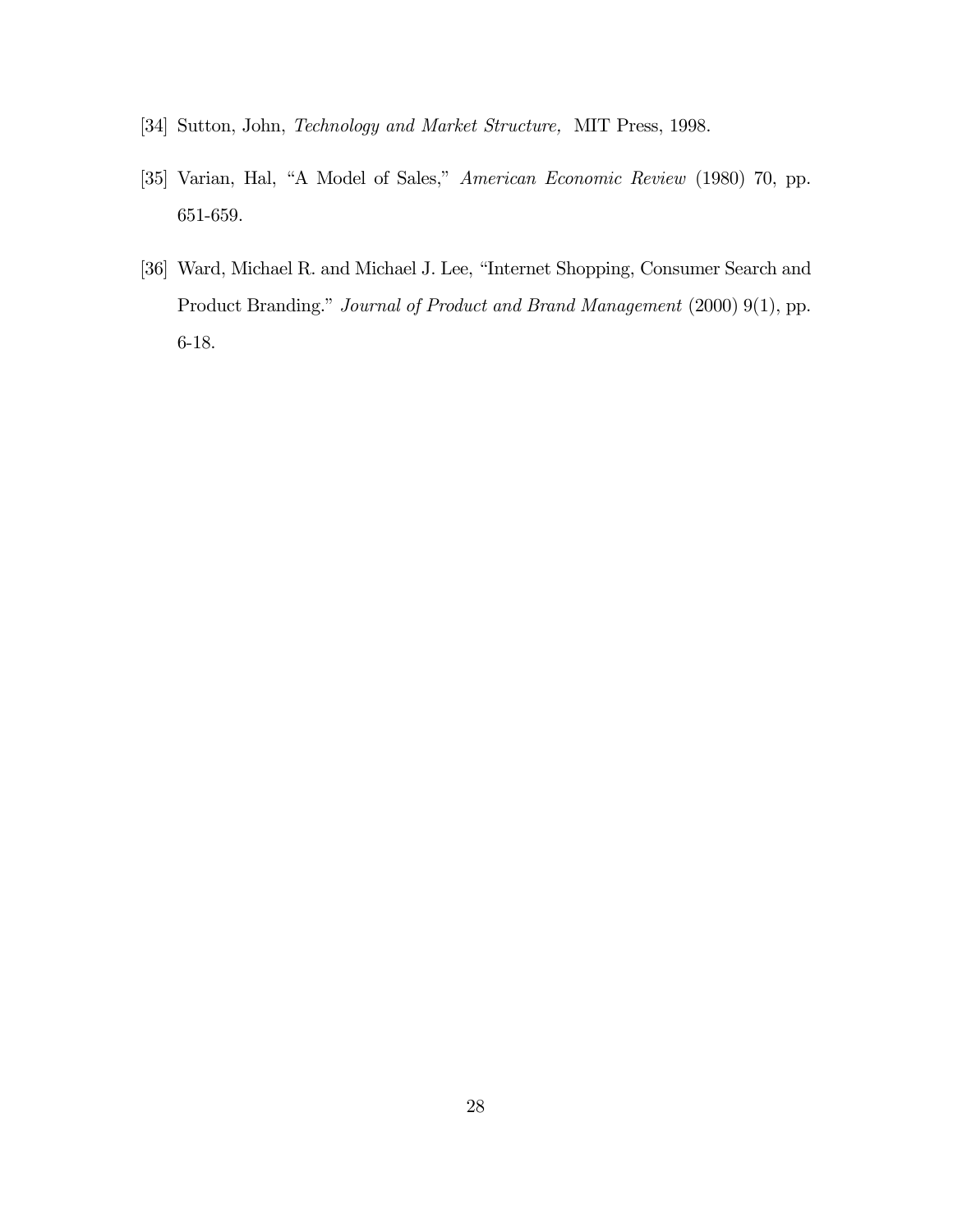[34] Sutton, John, *Technology and Market Structure,* MIT Press, 1998.

[35] Varian, Hal, "A Model of Sales," *American Economic Review* (1980) 70, pp. 651-659.

[36] Ward, Michael R. and Michael J. Lee, "Internet Shopping, Consumer Search and Product Branding." *Journal of Product and Brand Management* (2000) 9(1), pp. 6-18.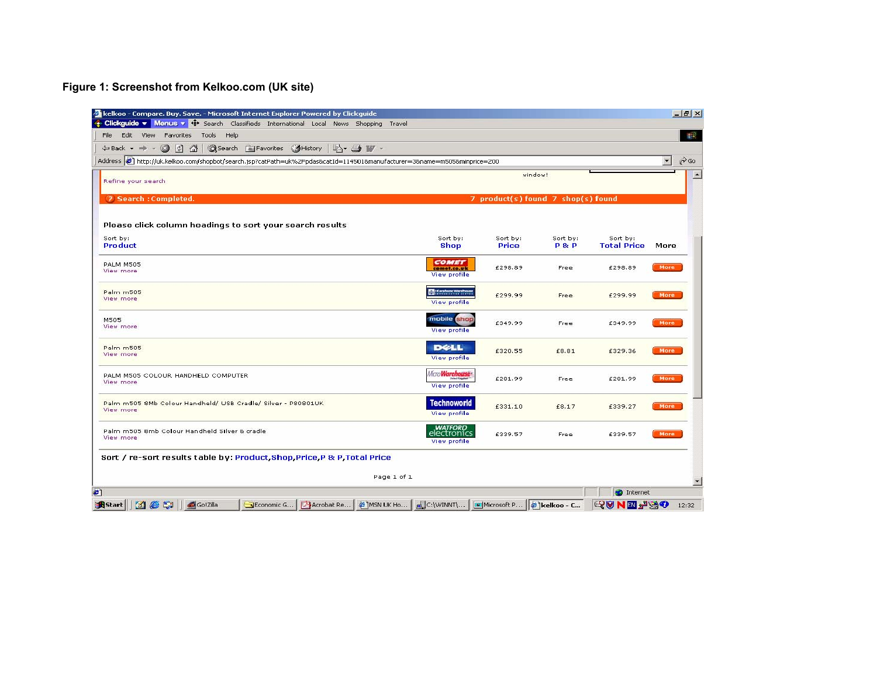**Figure 1: Screenshot from Kelkoo.com (UK site)**

Refine your search

Search : Completed. 7 product(s) found 7 shop(s) found

Please click column headings to sort your search results

| Sort by: Product | Sort by: Shop | Sort by: Price | Sort by: P & P | Sort by: Total Price | More |
|---|---|---|---|---|---|
| PALM M505 View more | COMET comet.co.uk View profile | £298.89 | Free | £298.89 | More |
| Palm m505 View more | Carphone Warehouse View profile | £299.99 | Free | £299.99 | More |
| M505 View more | mobile shop View profile | £349.99 | Free | £349.99 | More |
| Palm m505 View more | DELL View profile | £320.55 | £8.81 | £329.36 | More |
| PALM M505 COLOUR HANDHELD COMPUTER View more | MicroWarehouse View profile | £201.99 | Free | £201.99 | More |
| Palm m505 8Mb Colour Handheld/ USB Cradle/ Silver - P80801UK View more | Technoworld View profile | £331.10 | £8.17 | £339.27 | More |
| Palm m505 8mb Colour Handheld Silver & cradle View more | WATFORD electronics View profile | £339.57 | Free | £339.57 | More |

Sort / re-sort results table by: Product, Shop, Price, P & P, Total Price

Page 1 of 1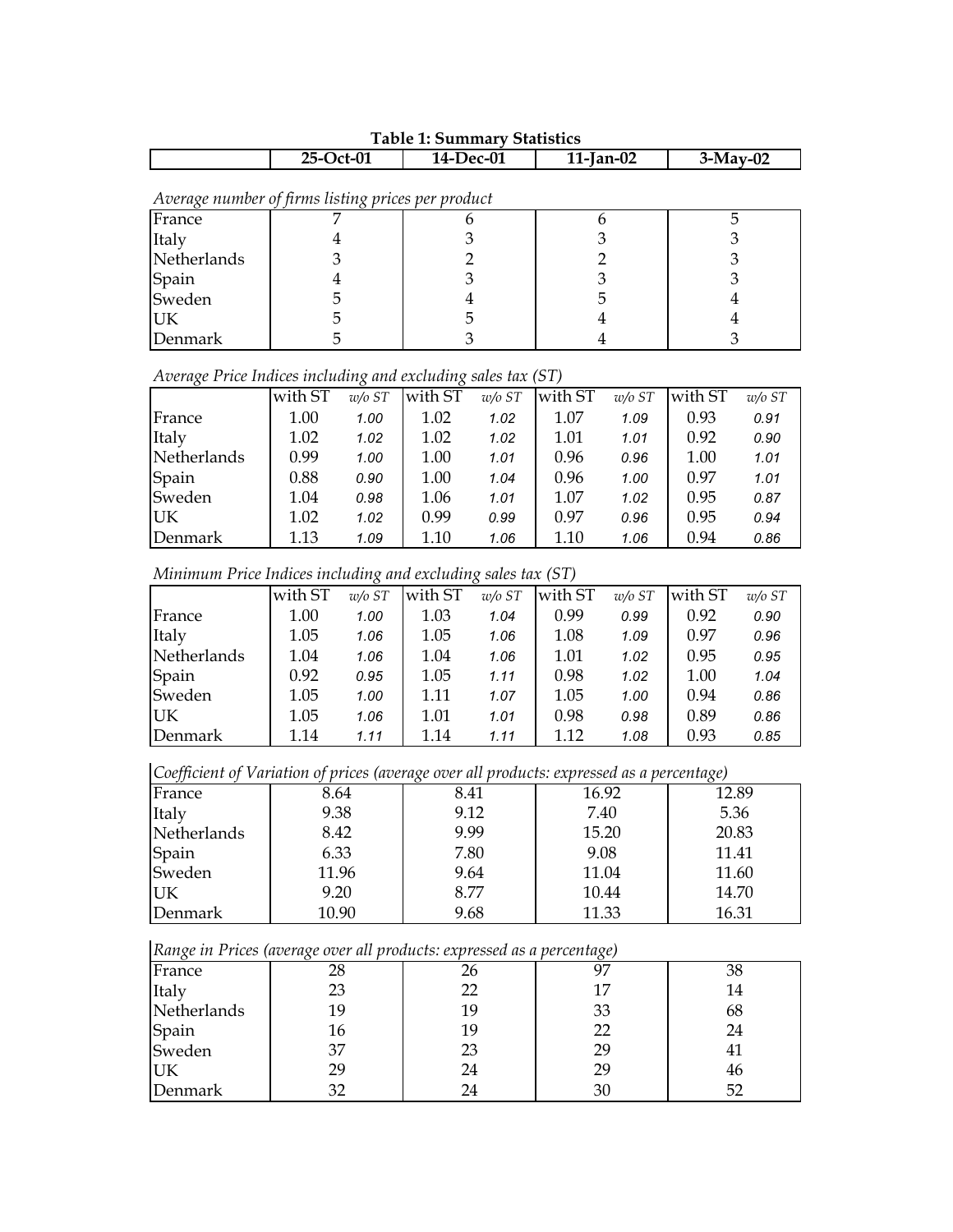**Table 1: Summary Statistics**

*Average number of firms listing prices per product*

| | 25-Oct-01 | 14-Dec-01 | 11-Jan-02 | 3-May-02 |
|---|---|---|---|---|
| France | 7 | 6 | 6 | 5 |
| Italy | 4 | 3 | 3 | 3 |
| Netherlands | 3 | 2 | 2 | 3 |
| Spain | 4 | 3 | 3 | 3 |
| Sweden | 5 | 4 | 5 | 4 |
| UK | 5 | 5 | 4 | 4 |
| Denmark | 5 | 3 | 4 | 3 |

*Average Price Indices including and excluding sales tax (ST)*

| | 25-Oct-01 | | 14-Dec-01 | | 11-Jan-02 | | 3-May-02 | |
|---|---|---|---|---|---|---|---|---|
| | with ST | *w/o ST* | with ST | *w/o ST* | with ST | *w/o ST* | with ST | *w/o ST* |
| France | 1.00 | *1.00* | 1.02 | *1.02* | 1.07 | *1.09* | 0.93 | *0.91* |
| Italy | 1.02 | *1.02* | 1.02 | *1.02* | 1.01 | *1.01* | 0.92 | *0.90* |
| Netherlands | 0.99 | *1.00* | 1.00 | *1.01* | 0.96 | *0.96* | 1.00 | *1.01* |
| Spain | 0.88 | *0.90* | 1.00 | *1.04* | 0.96 | *1.00* | 0.97 | *1.01* |
| Sweden | 1.04 | *0.98* | 1.06 | *1.01* | 1.07 | *1.02* | 0.95 | *0.87* |
| UK | 1.02 | *1.02* | 0.99 | *0.99* | 0.97 | *0.96* | 0.95 | *0.94* |
| Denmark | 1.13 | *1.09* | 1.10 | *1.06* | 1.10 | *1.06* | 0.94 | *0.86* |

*Minimum Price Indices including and excluding sales tax (ST)*

| | 25-Oct-01 | | 14-Dec-01 | | 11-Jan-02 | | 3-May-02 | |
|---|---|---|---|---|---|---|---|---|
| | with ST | *w/o ST* | with ST | *w/o ST* | with ST | *w/o ST* | with ST | *w/o ST* |
| France | 1.00 | *1.00* | 1.03 | *1.04* | 0.99 | *0.99* | 0.92 | *0.90* |
| Italy | 1.05 | *1.06* | 1.05 | *1.06* | 1.08 | *1.09* | 0.97 | *0.96* |
| Netherlands | 1.04 | *1.06* | 1.04 | *1.06* | 1.01 | *1.02* | 0.95 | *0.95* |
| Spain | 0.92 | *0.95* | 1.05 | *1.11* | 0.98 | *1.02* | 1.00 | *1.04* |
| Sweden | 1.05 | *1.00* | 1.11 | *1.07* | 1.05 | *1.00* | 0.94 | *0.86* |
| UK | 1.05 | *1.06* | 1.01 | *1.01* | 0.98 | *0.98* | 0.89 | *0.86* |
| Denmark | 1.14 | *1.11* | 1.14 | *1.11* | 1.12 | *1.08* | 0.93 | *0.85* |

*Coefficient of Variation of prices (average over all products: expressed as a percentage)*

| | 25-Oct-01 | 14-Dec-01 | 11-Jan-02 | 3-May-02 |
|---|---|---|---|---|
| France | 8.64 | 8.41 | 16.92 | 12.89 |
| Italy | 9.38 | 9.12 | 7.40 | 5.36 |
| Netherlands | 8.42 | 9.99 | 15.20 | 20.83 |
| Spain | 6.33 | 7.80 | 9.08 | 11.41 |
| Sweden | 11.96 | 9.64 | 11.04 | 11.60 |
| UK | 9.20 | 8.77 | 10.44 | 14.70 |
| Denmark | 10.90 | 9.68 | 11.33 | 16.31 |

*Range in Prices (average over all products: expressed as a percentage)*

| | 25-Oct-01 | 14-Dec-01 | 11-Jan-02 | 3-May-02 |
|---|---|---|---|---|
| France | 28 | 26 | 97 | 38 |
| Italy | 23 | 22 | 17 | 14 |
| Netherlands | 19 | 19 | 33 | 68 |
| Spain | 16 | 19 | 22 | 24 |
| Sweden | 37 | 23 | 29 | 41 |
| UK | 29 | 24 | 29 | 46 |
| Denmark | 32 | 24 | 30 | 52 |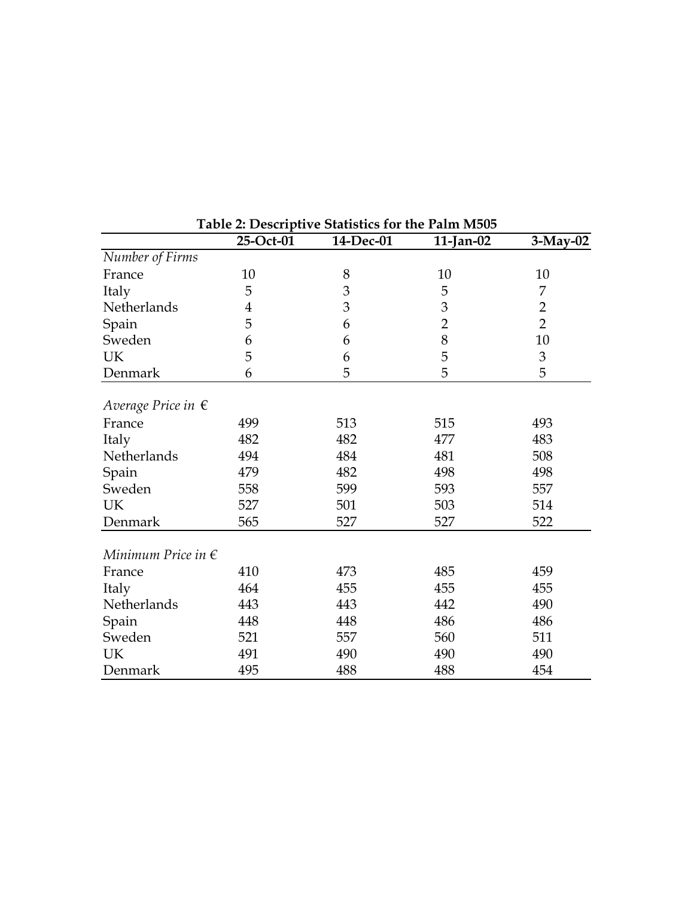**Table 2: Descriptive Statistics for the Palm M505**

| | 25-Oct-01 | 14-Dec-01 | 11-Jan-02 | 3-May-02 |
|---|---|---|---|---|
| *Number of Firms* | | | | |
| France | 10 | 8 | 10 | 10 |
| Italy | 5 | 3 | 5 | 7 |
| Netherlands | 4 | 3 | 3 | 2 |
| Spain | 5 | 6 | 2 | 2 |
| Sweden | 6 | 6 | 8 | 10 |
| UK | 5 | 6 | 5 | 3 |
| Denmark | 6 | 5 | 5 | 5 |
| *Average Price in €* | | | | |
| France | 499 | 513 | 515 | 493 |
| Italy | 482 | 482 | 477 | 483 |
| Netherlands | 494 | 484 | 481 | 508 |
| Spain | 479 | 482 | 498 | 498 |
| Sweden | 558 | 599 | 593 | 557 |
| UK | 527 | 501 | 503 | 514 |
| Denmark | 565 | 527 | 527 | 522 |
| *Minimum Price in €* | | | | |
| France | 410 | 473 | 485 | 459 |
| Italy | 464 | 455 | 455 | 455 |
| Netherlands | 443 | 443 | 442 | 490 |
| Spain | 448 | 448 | 486 | 486 |
| Sweden | 521 | 557 | 560 | 511 |
| UK | 491 | 490 | 490 | 490 |
| Denmark | 495 | 488 | 488 | 454 |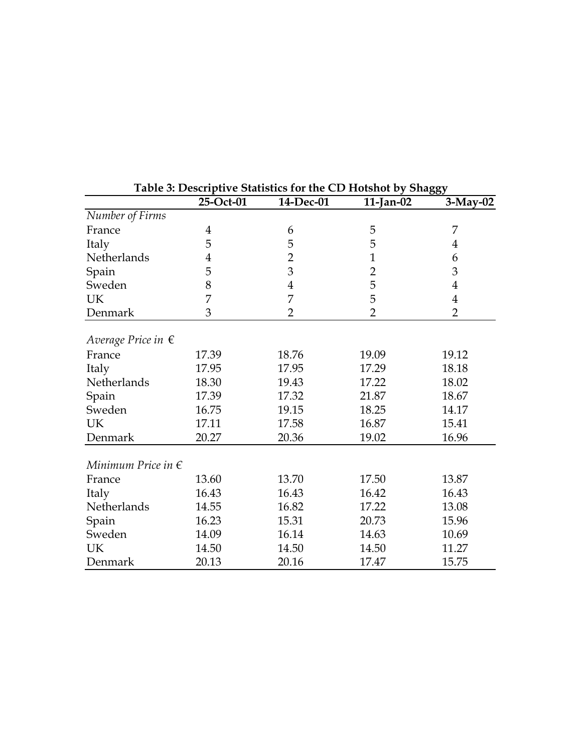**Table 3: Descriptive Statistics for the CD Hotshot by Shaggy**

| | 25-Oct-01 | 14-Dec-01 | 11-Jan-02 | 3-May-02 |
|---|---|---|---|---|
| *Number of Firms* | | | | |
| France | 4 | 6 | 5 | 7 |
| Italy | 5 | 5 | 5 | 4 |
| Netherlands | 4 | 2 | 1 | 6 |
| Spain | 5 | 3 | 2 | 3 |
| Sweden | 8 | 4 | 5 | 4 |
| UK | 7 | 7 | 5 | 4 |
| Denmark | 3 | 2 | 2 | 2 |
| *Average Price in €* | | | | |
| France | 17.39 | 18.76 | 19.09 | 19.12 |
| Italy | 17.95 | 17.95 | 17.29 | 18.18 |
| Netherlands | 18.30 | 19.43 | 17.22 | 18.02 |
| Spain | 17.39 | 17.32 | 21.87 | 18.67 |
| Sweden | 16.75 | 19.15 | 18.25 | 14.17 |
| UK | 17.11 | 17.58 | 16.87 | 15.41 |
| Denmark | 20.27 | 20.36 | 19.02 | 16.96 |
| *Minimum Price in €* | | | | |
| France | 13.60 | 13.70 | 17.50 | 13.87 |
| Italy | 16.43 | 16.43 | 16.42 | 16.43 |
| Netherlands | 14.55 | 16.82 | 17.22 | 13.08 |
| Spain | 16.23 | 15.31 | 20.73 | 15.96 |
| Sweden | 14.09 | 16.14 | 14.63 | 10.69 |
| UK | 14.50 | 14.50 | 14.50 | 11.27 |
| Denmark | 20.13 | 20.16 | 17.47 | 15.75 |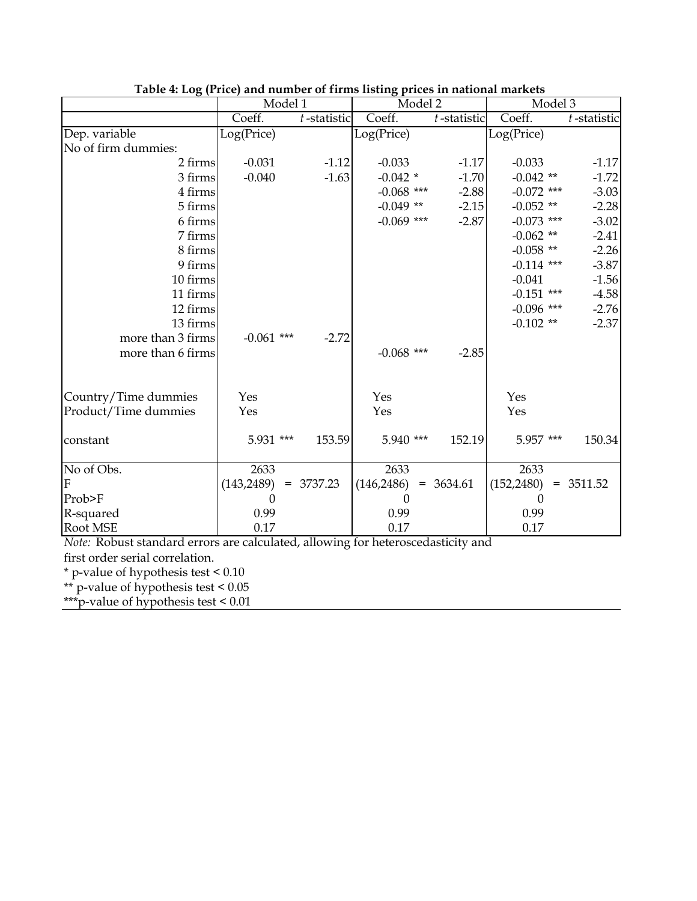**Table 4: Log (Price) and number of firms listing prices in national markets**

| | Model 1 | | Model 2 | | Model 3 | |
|---|---|---|---|---|---|---|
| | Coeff. | *t*-statistic | Coeff. | *t*-statistic | Coeff. | *t*-statistic |
| Dep. variable | Log(Price) | | Log(Price) | | Log(Price) | |
| No of firm dummies: | | | | | | |
| 2 firms | -0.031 | -1.12 | -0.033 | -1.17 | -0.033 | -1.17 |
| 3 firms | -0.040 | -1.63 | -0.042 * | -1.70 | -0.042 ** | -1.72 |
| 4 firms | | | -0.068 *** | -2.88 | -0.072 *** | -3.03 |
| 5 firms | | | -0.049 ** | -2.15 | -0.052 ** | -2.28 |
| 6 firms | | | -0.069 *** | -2.87 | -0.073 *** | -3.02 |
| 7 firms | | | | | -0.062 ** | -2.41 |
| 8 firms | | | | | -0.058 ** | -2.26 |
| 9 firms | | | | | -0.114 *** | -3.87 |
| 10 firms | | | | | -0.041 | -1.56 |
| 11 firms | | | | | -0.151 *** | -4.58 |
| 12 firms | | | | | -0.096 *** | -2.76 |
| 13 firms | | | | | -0.102 ** | -2.37 |
| more than 3 firms | -0.061 *** | -2.72 | | | | |
| more than 6 firms | | | -0.068 *** | -2.85 | | |
| Country/Time dummies | Yes | | Yes | | Yes | |
| Product/Time dummies | Yes | | Yes | | Yes | |
| constant | 5.931 *** | 153.59 | 5.940 *** | 152.19 | 5.957 *** | 150.34 |
| No of Obs. | 2633 | | 2633 | | 2633 | |
| F | (143,2489) | = 3737.23 | (146,2486) | = 3634.61 | (152,2480) | = 3511.52 |
| Prob>F | 0 | | 0 | | 0 | |
| R-squared | 0.99 | | 0.99 | | 0.99 | |
| Root MSE | 0.17 | | 0.17 | | 0.17 | |

*Note:* Robust standard errors are calculated, allowing for heteroscedasticity and first order serial correlation.

* p-value of hypothesis test < 0.10

** p-value of hypothesis test < 0.05

***p-value of hypothesis test < 0.01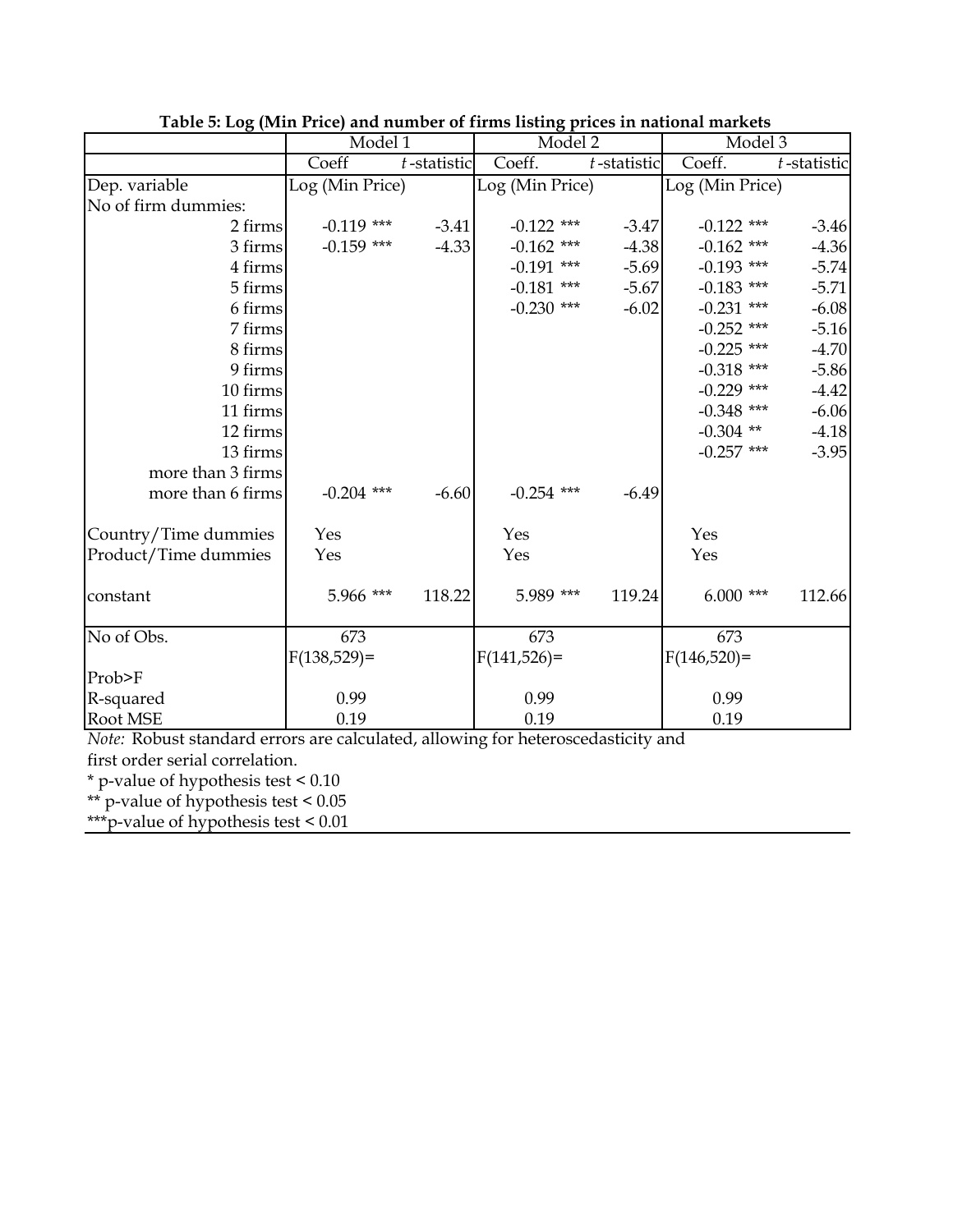**Table 5: Log (Min Price) and number of firms listing prices in national markets**

| | Model 1 | | Model 2 | | Model 3 | |
|---|---|---|---|---|---|---|
| | Coeff | *t*-statistic | Coeff. | *t*-statistic | Coeff. | *t*-statistic |
| Dep. variable | Log (Min Price) | | Log (Min Price) | | Log (Min Price) | |
| No of firm dummies: | | | | | | |
| 2 firms | -0.119 *** | -3.41 | -0.122 *** | -3.47 | -0.122 *** | -3.46 |
| 3 firms | -0.159 *** | -4.33 | -0.162 *** | -4.38 | -0.162 *** | -4.36 |
| 4 firms | | | -0.191 *** | -5.69 | -0.193 *** | -5.74 |
| 5 firms | | | -0.181 *** | -5.67 | -0.183 *** | -5.71 |
| 6 firms | | | -0.230 *** | -6.02 | -0.231 *** | -6.08 |
| 7 firms | | | | | -0.252 *** | -5.16 |
| 8 firms | | | | | -0.225 *** | -4.70 |
| 9 firms | | | | | -0.318 *** | -5.86 |
| 10 firms | | | | | -0.229 *** | -4.42 |
| 11 firms | | | | | -0.348 *** | -6.06 |
| 12 firms | | | | | -0.304 ** | -4.18 |
| 13 firms | | | | | -0.257 *** | -3.95 |
| more than 3 firms | | | | | | |
| more than 6 firms | -0.204 *** | -6.60 | -0.254 *** | -6.49 | | |
| Country/Time dummies | Yes | | Yes | | Yes | |
| Product/Time dummies | Yes | | Yes | | Yes | |
| constant | 5.966 *** | 118.22 | 5.989 *** | 119.24 | 6.000 *** | 112.66 |
| No of Obs. | 673 | | 673 | | 673 | |
| | $F(138,529)=$ | | $F(141,526)=$ | | $F(146,520)=$ | |
| Prob>F | | | | | | |
| R-squared | 0.99 | | 0.99 | | 0.99 | |
| Root MSE | 0.19 | | 0.19 | | 0.19 | |

*Note:* Robust standard errors are calculated, allowing for heteroscedasticity and first order serial correlation.

\* p-value of hypothesis test < 0.10

\** p-value of hypothesis test < 0.05

\***p-value of hypothesis test < 0.01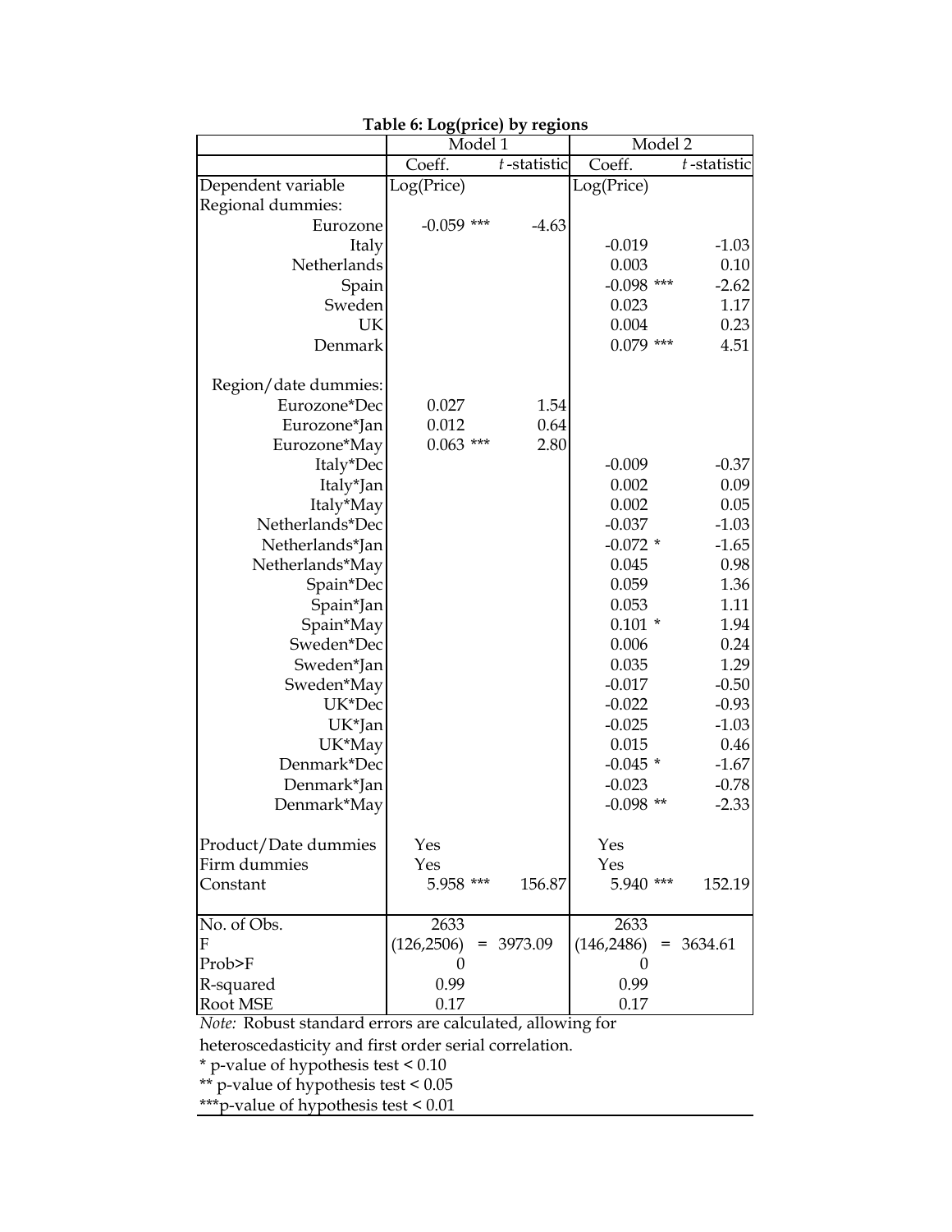**Table 6: Log(price) by regions**

| | Model 1 | | Model 2 | |
|---|---|---|---|---|
| | Coeff. | *t*-statistic | Coeff. | *t*-statistic |
| Dependent variable | Log(Price) | | Log(Price) | |
| Regional dummies: | | | | |
| Eurozone | -0.059 *** | -4.63 | | |
| Italy | | | -0.019 | -1.03 |
| Netherlands | | | 0.003 | 0.10 |
| Spain | | | -0.098 *** | -2.62 |
| Sweden | | | 0.023 | 1.17 |
| UK | | | 0.004 | 0.23 |
| Denmark | | | 0.079 *** | 4.51 |
| Region/date dummies: | | | | |
| Eurozone*Dec | 0.027 | 1.54 | | |
| Eurozone*Jan | 0.012 | 0.64 | | |
| Eurozone*May | 0.063 *** | 2.80 | | |
| Italy*Dec | | | -0.009 | -0.37 |
| Italy*Jan | | | 0.002 | 0.09 |
| Italy*May | | | 0.002 | 0.05 |
| Netherlands*Dec | | | -0.037 | -1.03 |
| Netherlands*Jan | | | -0.072 * | -1.65 |
| Netherlands*May | | | 0.045 | 0.98 |
| Spain*Dec | | | 0.059 | 1.36 |
| Spain*Jan | | | 0.053 | 1.11 |
| Spain*May | | | 0.101 * | 1.94 |
| Sweden*Dec | | | 0.006 | 0.24 |
| Sweden*Jan | | | 0.035 | 1.29 |
| Sweden*May | | | -0.017 | -0.50 |
| UK*Dec | | | -0.022 | -0.93 |
| UK*Jan | | | -0.025 | -1.03 |
| UK*May | | | 0.015 | 0.46 |
| Denmark*Dec | | | -0.045 * | -1.67 |
| Denmark*Jan | | | -0.023 | -0.78 |
| Denmark*May | | | -0.098 ** | -2.33 |
| Product/Date dummies | Yes | | Yes | |
| Firm dummies | Yes | | Yes | |
| Constant | 5.958 *** | 156.87 | 5.940 *** | 152.19 |
| No. of Obs. | 2633 | | 2633 | |
| F | (126,2506) | = 3973.09 | (146,2486) | = 3634.61 |
| Prob>F | 0 | | 0 | |
| R-squared | 0.99 | | 0.99 | |
| Root MSE | 0.17 | | 0.17 | |

*Note:* Robust standard errors are calculated, allowing for heteroscedasticity and first order serial correlation.

\* p-value of hypothesis test < 0.10

\** p-value of hypothesis test < 0.05

\***p-value of hypothesis test < 0.01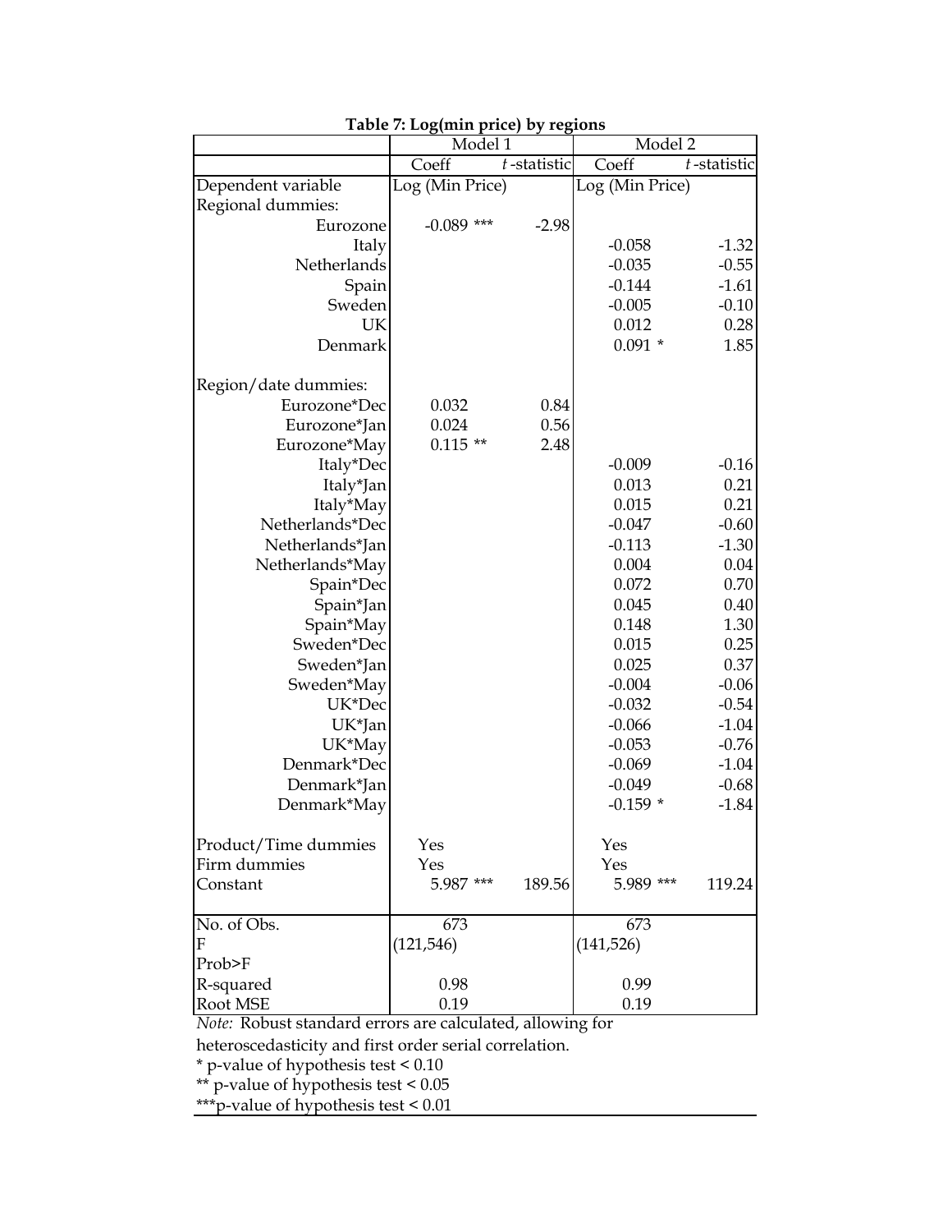**Table 7: Log(min price) by regions**

| | Model 1 | | Model 2 | |
|---|---|---|---|---|
| | Coeff | *t*-statistic | Coeff | *t*-statistic |
| Dependent variable | Log (Min Price) | | Log (Min Price) | |
| Regional dummies: | | | | |
| Eurozone | -0.089 *** | -2.98 | | |
| Italy | | | -0.058 | -1.32 |
| Netherlands | | | -0.035 | -0.55 |
| Spain | | | -0.144 | -1.61 |
| Sweden | | | -0.005 | -0.10 |
| UK | | | 0.012 | 0.28 |
| Denmark | | | 0.091 * | 1.85 |
| Region/date dummies: | | | | |
| Eurozone*Dec | 0.032 | 0.84 | | |
| Eurozone*Jan | 0.024 | 0.56 | | |
| Eurozone*May | 0.115 ** | 2.48 | | |
| Italy*Dec | | | -0.009 | -0.16 |
| Italy*Jan | | | 0.013 | 0.21 |
| Italy*May | | | 0.015 | 0.21 |
| Netherlands*Dec | | | -0.047 | -0.60 |
| Netherlands*Jan | | | -0.113 | -1.30 |
| Netherlands*May | | | 0.004 | 0.04 |
| Spain*Dec | | | 0.072 | 0.70 |
| Spain*Jan | | | 0.045 | 0.40 |
| Spain*May | | | 0.148 | 1.30 |
| Sweden*Dec | | | 0.015 | 0.25 |
| Sweden*Jan | | | 0.025 | 0.37 |
| Sweden*May | | | -0.004 | -0.06 |
| UK*Dec | | | -0.032 | -0.54 |
| UK*Jan | | | -0.066 | -1.04 |
| UK*May | | | -0.053 | -0.76 |
| Denmark*Dec | | | -0.069 | -1.04 |
| Denmark*Jan | | | -0.049 | -0.68 |
| Denmark*May | | | -0.159 * | -1.84 |
| Product/Time dummies | Yes | | Yes | |
| Firm dummies | Yes | | Yes | |
| Constant | 5.987 *** | 189.56 | 5.989 *** | 119.24 |
| No. of Obs. | 673 | | 673 | |
| F | (121,546) | | (141,526) | |
| Prob>F | | | | |
| R-squared | 0.98 | | 0.99 | |
| Root MSE | 0.19 | | 0.19 | |

*Note:* Robust standard errors are calculated, allowing for heteroscedasticity and first order serial correlation.

\* p-value of hypothesis test < 0.10

\** p-value of hypothesis test < 0.05

\***p-value of hypothesis test < 0.01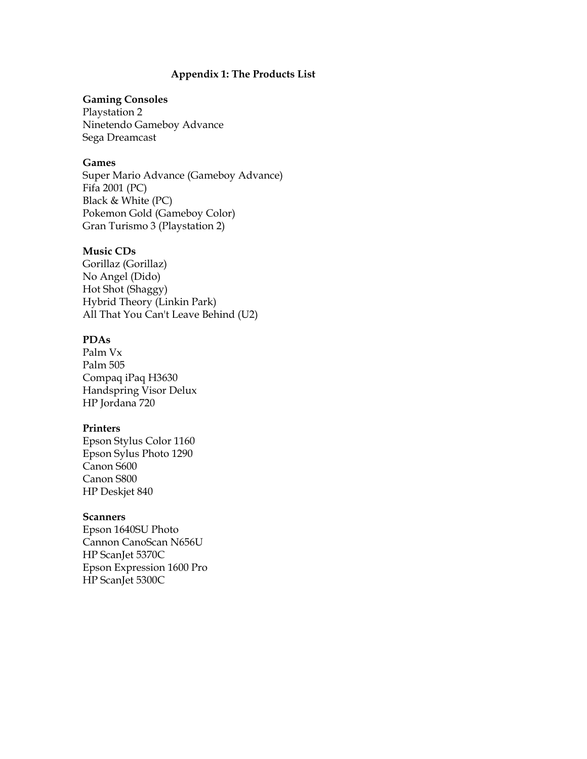## Appendix 1: The Products List

**Gaming Consoles**
Playstation 2
Ninetendo Gameboy Advance
Sega Dreamcast

**Games**
Super Mario Advance (Gameboy Advance)
Fifa 2001 (PC)
Black & White (PC)
Pokemon Gold (Gameboy Color)
Gran Turismo 3 (Playstation 2)

**Music CDs**
Gorillaz (Gorillaz)
No Angel (Dido)
Hot Shot (Shaggy)
Hybrid Theory (Linkin Park)
All That You Can't Leave Behind (U2)

**PDAs**
Palm Vx
Palm 505
Compaq iPaq H3630
Handspring Visor Delux
HP Jordana 720

**Printers**
Epson Stylus Color 1160
Epson Sylus Photo 1290
Canon S600
Canon S800
HP Deskjet 840

**Scanners**
Epson 1640SU Photo
Cannon CanoScan N656U
HP ScanJet 5370C
Epson Expression 1600 Pro
HP ScanJet 5300C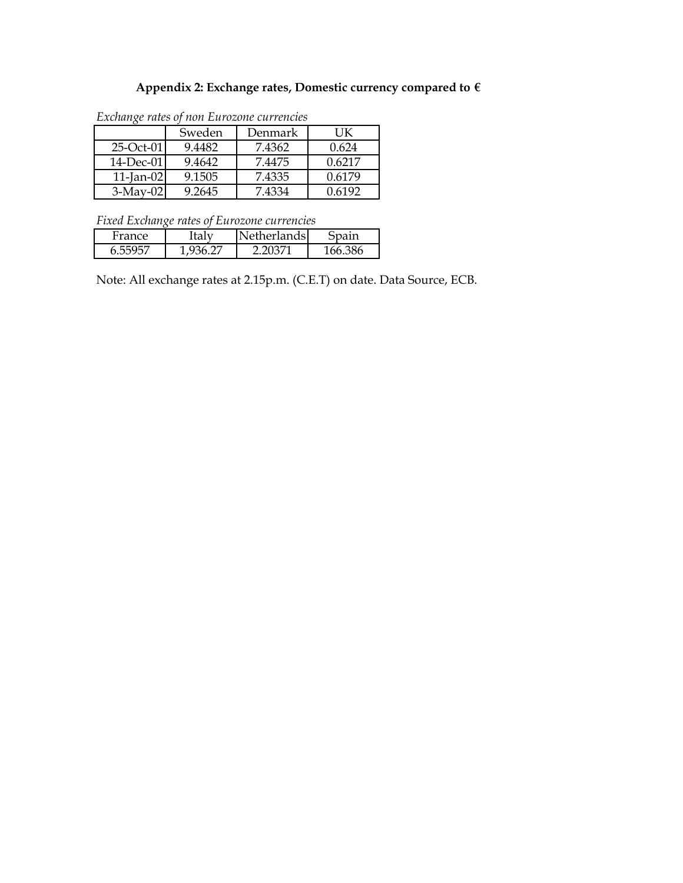**Appendix 2: Exchange rates, Domestic currency compared to €**

*Exchange rates of non Eurozone currencies*

| | Sweden | Denmark | UK |
|---|---|---|---|
| 25-Oct-01 | 9.4482 | 7.4362 | 0.624 |
| 14-Dec-01 | 9.4642 | 7.4475 | 0.6217 |
| 11-Jan-02 | 9.1505 | 7.4335 | 0.6179 |
| 3-May-02 | 9.2645 | 7.4334 | 0.6192 |

*Fixed Exchange rates of Eurozone currencies*

| France | Italy | Netherlands | Spain |
|---|---|---|---|
| 6.55957 | 1,936.27 | 2.20371 | 166.386 |

Note: All exchange rates at 2.15p.m. (C.E.T) on date. Data Source, ECB.